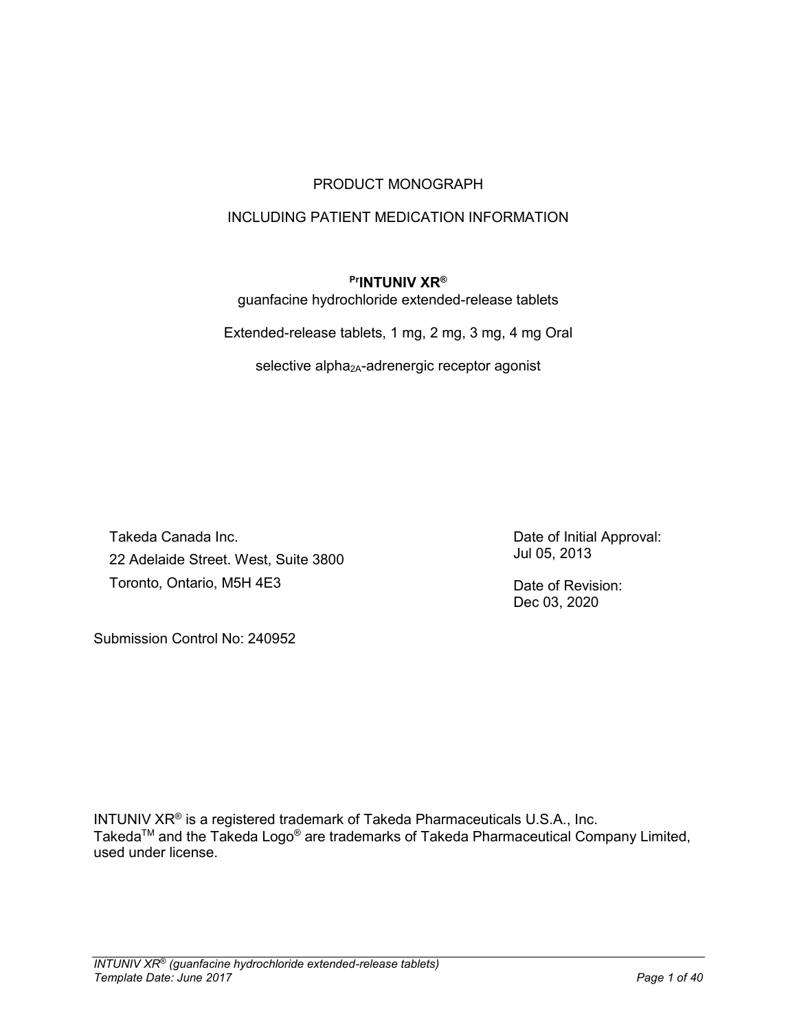# PRODUCT MONOGRAPH

## INCLUDING PATIENT MEDICATION INFORMATION

**PrINTUNIV XR®**

guanfacine hydrochloride extended-release tablets

Extended-release tablets, 1 mg, 2 mg, 3 mg, 4 mg Oral

selective $alpha_{2A}$-adrenergic receptor agonist

Takeda Canada Inc.
22 Adelaide Street. West, Suite 3800
Toronto, Ontario, M5H 4E3

Date of Initial Approval:
Jul 05, 2013

Date of Revision:
Dec 03, 2020

Submission Control No: 240952

INTUNIV XR® is a registered trademark of Takeda Pharmaceuticals U.S.A., Inc.
TakedaTM and the Takeda Logo® are trademarks of Takeda Pharmaceutical Company Limited, used under license.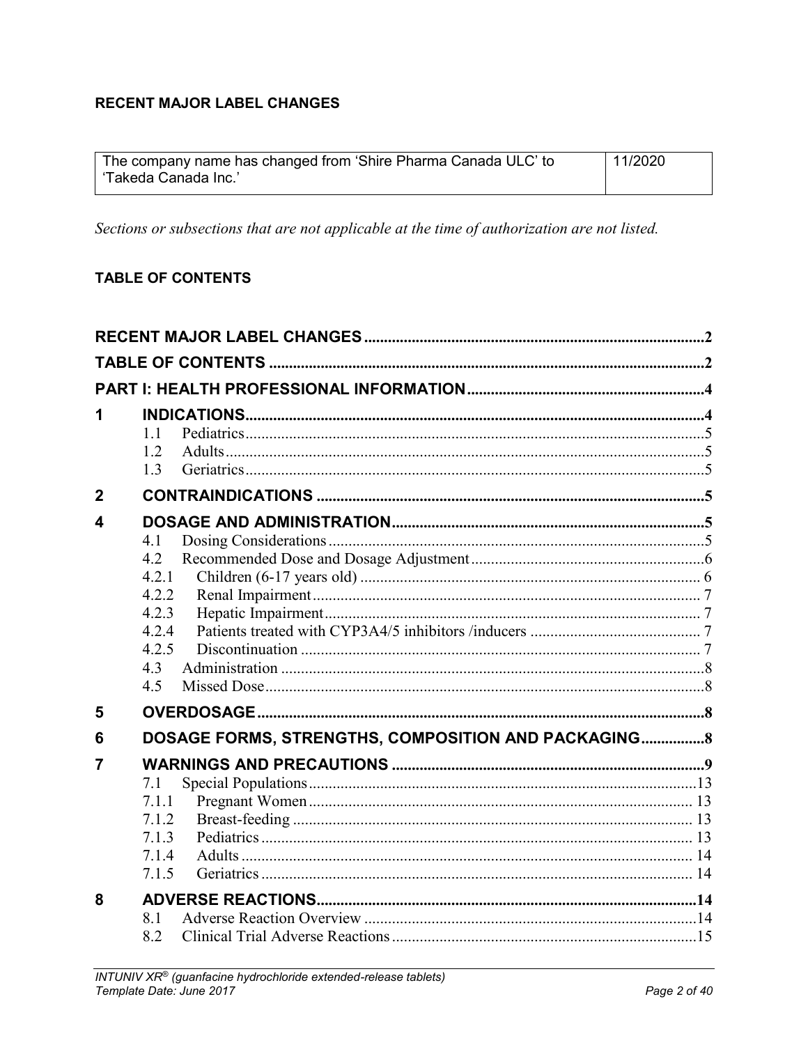## RECENT MAJOR LABEL CHANGES

| The company name has changed from 'Shire Pharma Canada ULC' to 'Takeda Canada Inc.' | 11/2020 |
|---|---|

*Sections or subsections that are not applicable at the time of authorization are not listed.*

## TABLE OF CONTENTS

| | | |
|---|---|---|
| **RECENT MAJOR LABEL CHANGES** | | **2** |
| **TABLE OF CONTENTS** | | **2** |
| **PART I: HEALTH PROFESSIONAL INFORMATION** | | **4** |
| **1** | **INDICATIONS** | **4** |
| | 1.1 Pediatrics | 5 |
| | 1.2 Adults | 5 |
| | 1.3 Geriatrics | 5 |
| **2** | **CONTRAINDICATIONS** | **5** |
| **4** | **DOSAGE AND ADMINISTRATION** | **5** |
| | 4.1 Dosing Considerations | 5 |
| | 4.2 Recommended Dose and Dosage Adjustment | 6 |
| | 4.2.1 Children (6-17 years old) | 6 |
| | 4.2.2 Renal Impairment | 7 |
| | 4.2.3 Hepatic Impairment | 7 |
| | 4.2.4 Patients treated with CYP3A4/5 inhibitors /inducers | 7 |
| | 4.2.5 Discontinuation | 7 |
| | 4.3 Administration | 8 |
| | 4.5 Missed Dose | 8 |
| **5** | **OVERDOSAGE** | **8** |
| **6** | **DOSAGE FORMS, STRENGTHS, COMPOSITION AND PACKAGING** | **8** |
| **7** | **WARNINGS AND PRECAUTIONS** | **9** |
| | 7.1 Special Populations | 13 |
| | 7.1.1 Pregnant Women | 13 |
| | 7.1.2 Breast-feeding | 13 |
| | 7.1.3 Pediatrics | 13 |
| | 7.1.4 Adults | 14 |
| | 7.1.5 Geriatrics | 14 |
| **8** | **ADVERSE REACTIONS** | **14** |
| | 8.1 Adverse Reaction Overview | 14 |
| | 8.2 Clinical Trial Adverse Reactions | 15 |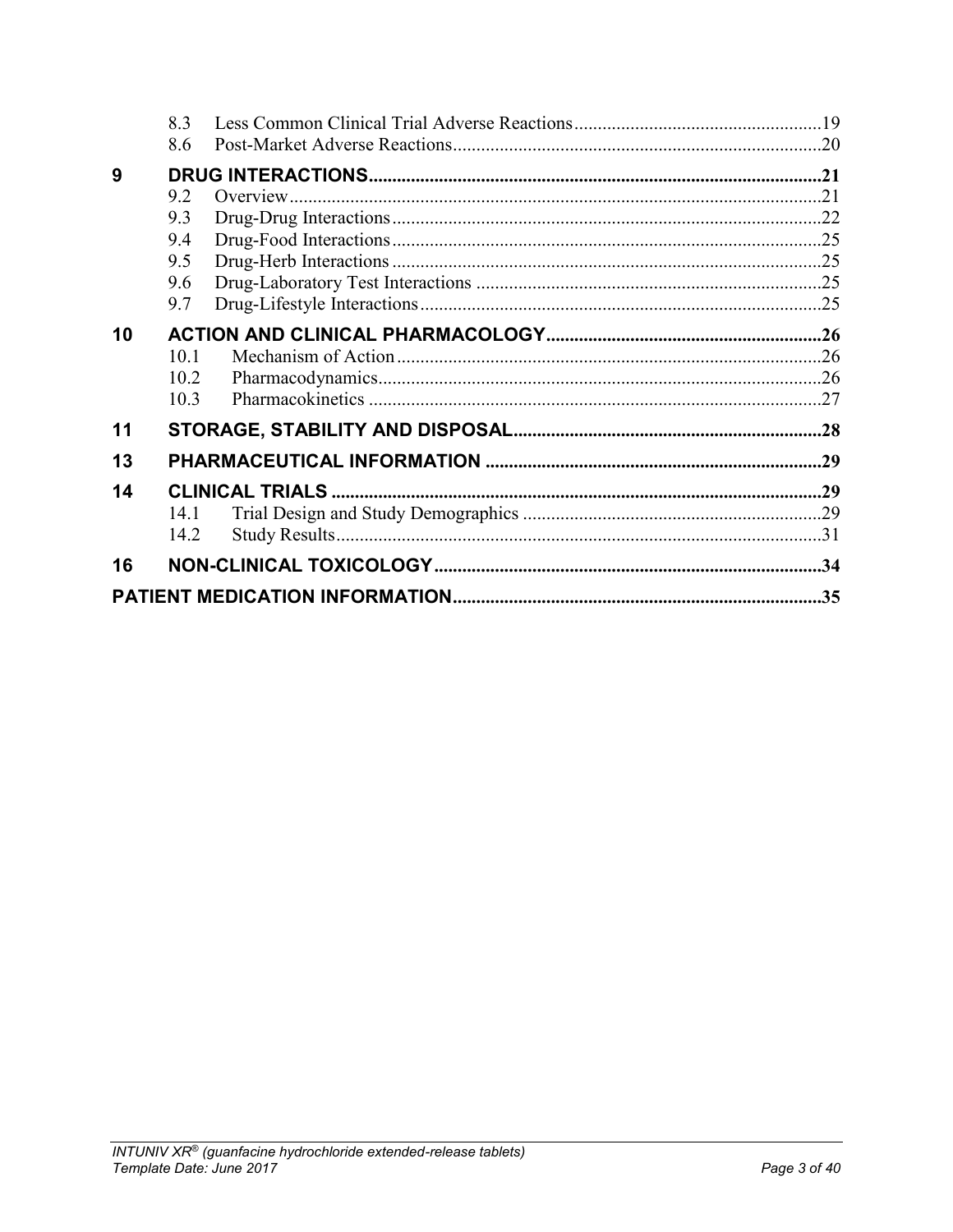8.3 Less Common Clinical Trial Adverse Reactions....................................................19
8.6 Post-Market Adverse Reactions..............................................................................20

**9 DRUG INTERACTIONS..............................................................................................21**

9.2 Overview.................................................................................................................21
9.3 Drug-Drug Interactions...........................................................................................22
9.4 Drug-Food Interactions...........................................................................................25
9.5 Drug-Herb Interactions...........................................................................................25
9.6 Drug-Laboratory Test Interactions..........................................................................25
9.7 Drug-Lifestyle Interactions.....................................................................................25

**10 ACTION AND CLINICAL PHARMACOLOGY..........................................................26**

10.1 Mechanism of Action..........................................................................................26
10.2 Pharmacodynamics..............................................................................................26
10.3 Pharmacokinetics................................................................................................27

**11 STORAGE, STABILITY AND DISPOSAL.................................................................28**

**13 PHARMACEUTICAL INFORMATION.......................................................................29**

**14 CLINICAL TRIALS.......................................................................................................29**

14.1 Trial Design and Study Demographics................................................................29
14.2 Study Results.......................................................................................................31

**16 NON-CLINICAL TOXICOLOGY.................................................................................34**

**PATIENT MEDICATION INFORMATION.......................................................................35**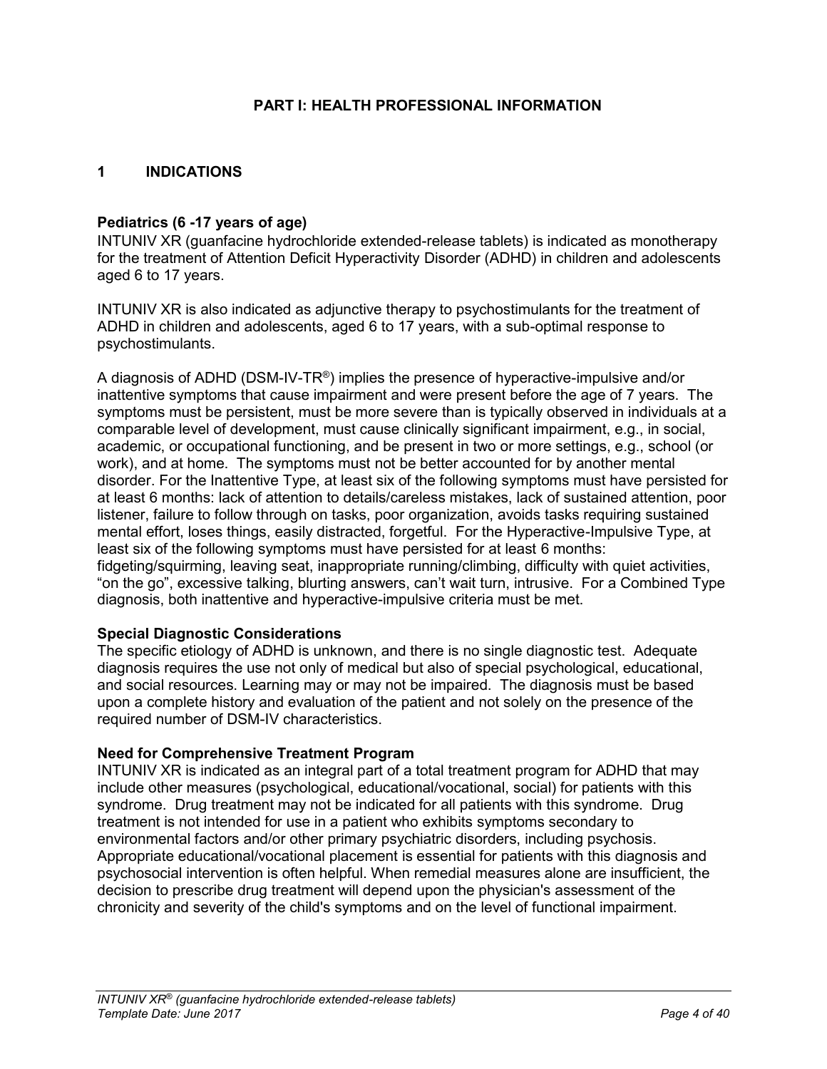# PART I: HEALTH PROFESSIONAL INFORMATION

## 1 INDICATIONS

### Pediatrics (6 -17 years of age)

INTUNIV XR (guanfacine hydrochloride extended-release tablets) is indicated as monotherapy for the treatment of Attention Deficit Hyperactivity Disorder (ADHD) in children and adolescents aged 6 to 17 years.

INTUNIV XR is also indicated as adjunctive therapy to psychostimulants for the treatment of ADHD in children and adolescents, aged 6 to 17 years, with a sub-optimal response to psychostimulants.

A diagnosis of ADHD (DSM-IV-TR®) implies the presence of hyperactive-impulsive and/or inattentive symptoms that cause impairment and were present before the age of 7 years. The symptoms must be persistent, must be more severe than is typically observed in individuals at a comparable level of development, must cause clinically significant impairment, e.g., in social, academic, or occupational functioning, and be present in two or more settings, e.g., school (or work), and at home. The symptoms must not be better accounted for by another mental disorder. For the Inattentive Type, at least six of the following symptoms must have persisted for at least 6 months: lack of attention to details/careless mistakes, lack of sustained attention, poor listener, failure to follow through on tasks, poor organization, avoids tasks requiring sustained mental effort, loses things, easily distracted, forgetful. For the Hyperactive-Impulsive Type, at least six of the following symptoms must have persisted for at least 6 months: fidgeting/squirming, leaving seat, inappropriate running/climbing, difficulty with quiet activities, "on the go", excessive talking, blurting answers, can't wait turn, intrusive. For a Combined Type diagnosis, both inattentive and hyperactive-impulsive criteria must be met.

**Special Diagnostic Considerations**

The specific etiology of ADHD is unknown, and there is no single diagnostic test. Adequate diagnosis requires the use not only of medical but also of special psychological, educational, and social resources. Learning may or may not be impaired. The diagnosis must be based upon a complete history and evaluation of the patient and not solely on the presence of the required number of DSM-IV characteristics.

**Need for Comprehensive Treatment Program**

INTUNIV XR is indicated as an integral part of a total treatment program for ADHD that may include other measures (psychological, educational/vocational, social) for patients with this syndrome. Drug treatment may not be indicated for all patients with this syndrome. Drug treatment is not intended for use in a patient who exhibits symptoms secondary to environmental factors and/or other primary psychiatric disorders, including psychosis. Appropriate educational/vocational placement is essential for patients with this diagnosis and psychosocial intervention is often helpful. When remedial measures alone are insufficient, the decision to prescribe drug treatment will depend upon the physician's assessment of the chronicity and severity of the child's symptoms and on the level of functional impairment.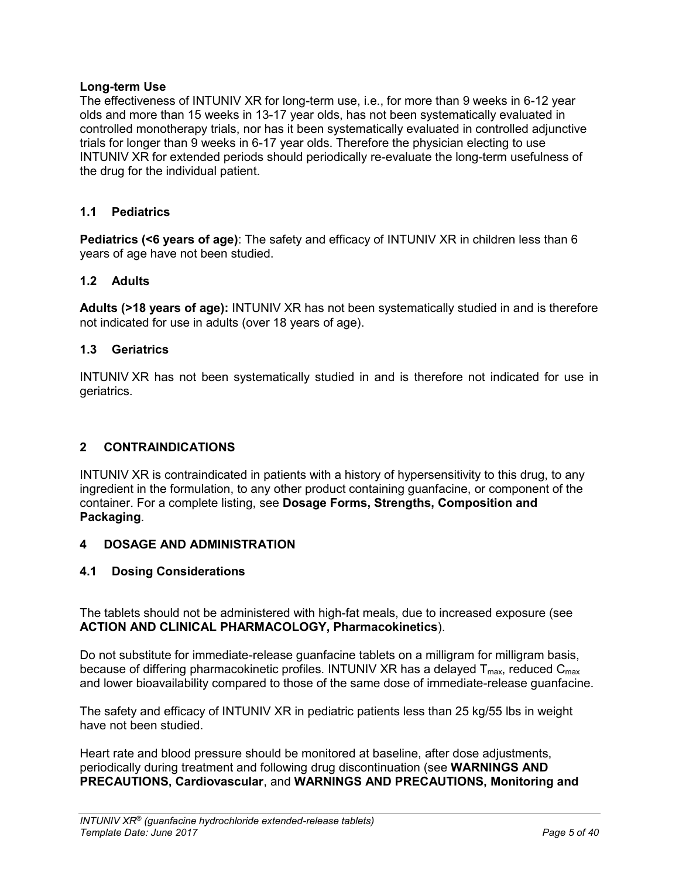**Long-term Use**
The effectiveness of INTUNIV XR for long-term use, i.e., for more than 9 weeks in 6-12 year olds and more than 15 weeks in 13-17 year olds, has not been systematically evaluated in controlled monotherapy trials, nor has it been systematically evaluated in controlled adjunctive trials for longer than 9 weeks in 6-17 year olds. Therefore the physician electing to use INTUNIV XR for extended periods should periodically re-evaluate the long-term usefulness of the drug for the individual patient.

### 1.1 Pediatrics

**Pediatrics (<6 years of age)**: The safety and efficacy of INTUNIV XR in children less than 6 years of age have not been studied.

### 1.2 Adults

**Adults (>18 years of age):** INTUNIV XR has not been systematically studied in and is therefore not indicated for use in adults (over 18 years of age).

### 1.3 Geriatrics

INTUNIV XR has not been systematically studied in and is therefore not indicated for use in geriatrics.

## 2 CONTRAINDICATIONS

INTUNIV XR is contraindicated in patients with a history of hypersensitivity to this drug, to any ingredient in the formulation, to any other product containing guanfacine, or component of the container. For a complete listing, see **Dosage Forms, Strengths, Composition and Packaging**.

## 4 DOSAGE AND ADMINISTRATION

### 4.1 Dosing Considerations

The tablets should not be administered with high-fat meals, due to increased exposure (see **ACTION AND CLINICAL PHARMACOLOGY, Pharmacokinetics**).

Do not substitute for immediate-release guanfacine tablets on a milligram for milligram basis, because of differing pharmacokinetic profiles. INTUNIV XR has a delayed $T_{max}$, reduced $C_{max}$ and lower bioavailability compared to those of the same dose of immediate-release guanfacine.

The safety and efficacy of INTUNIV XR in pediatric patients less than 25 kg/55 lbs in weight have not been studied.

Heart rate and blood pressure should be monitored at baseline, after dose adjustments, periodically during treatment and following drug discontinuation (see **WARNINGS AND PRECAUTIONS, Cardiovascular**, and **WARNINGS AND PRECAUTIONS, Monitoring and**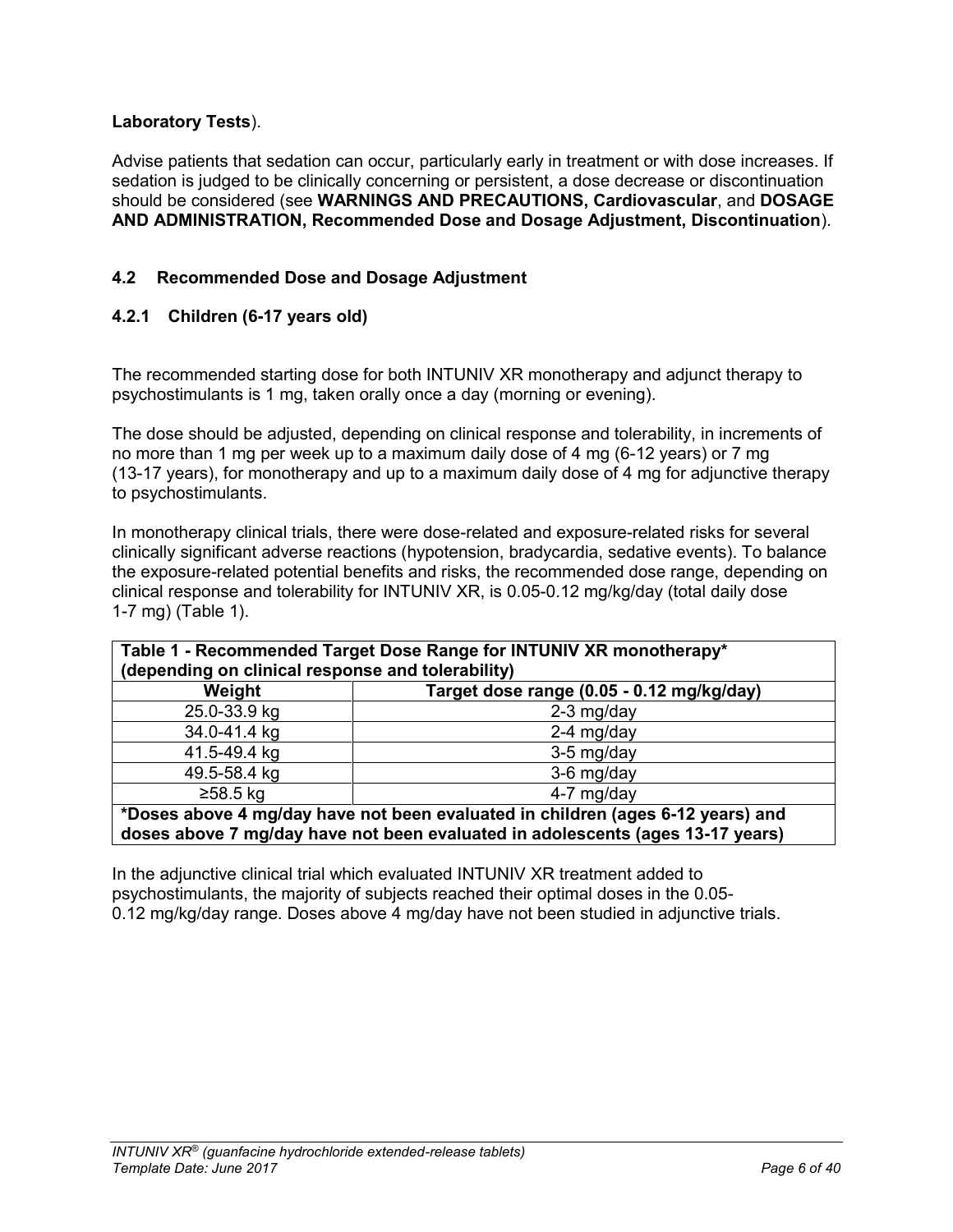**Laboratory Tests**).

Advise patients that sedation can occur, particularly early in treatment or with dose increases. If sedation is judged to be clinically concerning or persistent, a dose decrease or discontinuation should be considered (see **WARNINGS AND PRECAUTIONS, Cardiovascular**, and **DOSAGE AND ADMINISTRATION, Recommended Dose and Dosage Adjustment, Discontinuation**).

## 4.2 Recommended Dose and Dosage Adjustment

### 4.2.1 Children (6-17 years old)

The recommended starting dose for both INTUNIV XR monotherapy and adjunct therapy to psychostimulants is 1 mg, taken orally once a day (morning or evening).

The dose should be adjusted, depending on clinical response and tolerability, in increments of no more than 1 mg per week up to a maximum daily dose of 4 mg (6-12 years) or 7 mg (13-17 years), for monotherapy and up to a maximum daily dose of 4 mg for adjunctive therapy to psychostimulants.

In monotherapy clinical trials, there were dose-related and exposure-related risks for several clinically significant adverse reactions (hypotension, bradycardia, sedative events). To balance the exposure-related potential benefits and risks, the recommended dose range, depending on clinical response and tolerability for INTUNIV XR, is 0.05-0.12 mg/kg/day (total daily dose 1-7 mg) (Table 1).

**Table 1 - Recommended Target Dose Range for INTUNIV XR monotherapy* (depending on clinical response and tolerability)**

| Weight | Target dose range (0.05 - 0.12 mg/kg/day) |
|---|---|
| 25.0-33.9 kg | 2-3 mg/day |
| 34.0-41.4 kg | 2-4 mg/day |
| 41.5-49.4 kg | 3-5 mg/day |
| 49.5-58.4 kg | 3-6 mg/day |
| ≥58.5 kg | 4-7 mg/day |

**\*Doses above 4 mg/day have not been evaluated in children (ages 6-12 years) and doses above 7 mg/day have not been evaluated in adolescents (ages 13-17 years)**

In the adjunctive clinical trial which evaluated INTUNIV XR treatment added to psychostimulants, the majority of subjects reached their optimal doses in the 0.05-0.12 mg/kg/day range. Doses above 4 mg/day have not been studied in adjunctive trials.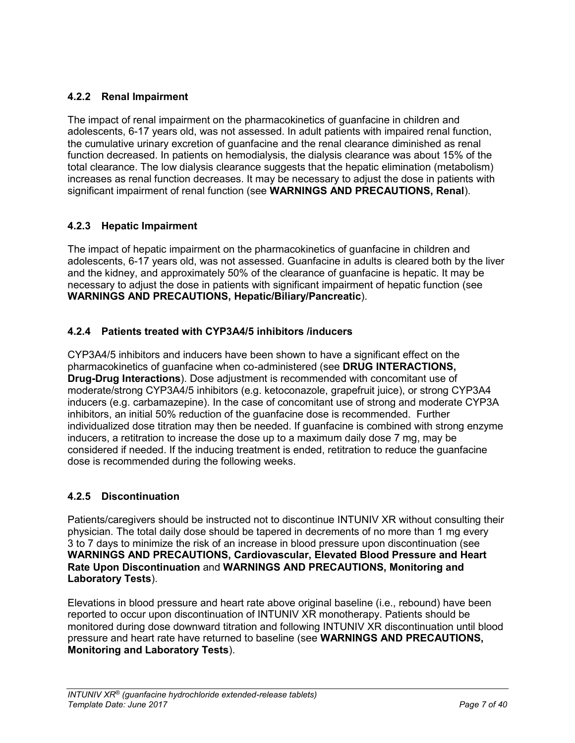### 4.2.2 Renal Impairment

The impact of renal impairment on the pharmacokinetics of guanfacine in children and adolescents, 6-17 years old, was not assessed. In adult patients with impaired renal function, the cumulative urinary excretion of guanfacine and the renal clearance diminished as renal function decreased. In patients on hemodialysis, the dialysis clearance was about 15% of the total clearance. The low dialysis clearance suggests that the hepatic elimination (metabolism) increases as renal function decreases. It may be necessary to adjust the dose in patients with significant impairment of renal function (see **WARNINGS AND PRECAUTIONS, Renal**).

### 4.2.3 Hepatic Impairment

The impact of hepatic impairment on the pharmacokinetics of guanfacine in children and adolescents, 6-17 years old, was not assessed. Guanfacine in adults is cleared both by the liver and the kidney, and approximately 50% of the clearance of guanfacine is hepatic. It may be necessary to adjust the dose in patients with significant impairment of hepatic function (see **WARNINGS AND PRECAUTIONS, Hepatic/Biliary/Pancreatic**).

### 4.2.4 Patients treated with CYP3A4/5 inhibitors /inducers

CYP3A4/5 inhibitors and inducers have been shown to have a significant effect on the pharmacokinetics of guanfacine when co-administered (see **DRUG INTERACTIONS, Drug-Drug Interactions**). Dose adjustment is recommended with concomitant use of moderate/strong CYP3A4/5 inhibitors (e.g. ketoconazole, grapefruit juice), or strong CYP3A4 inducers (e.g. carbamazepine). In the case of concomitant use of strong and moderate CYP3A inhibitors, an initial 50% reduction of the guanfacine dose is recommended. Further individualized dose titration may then be needed. If guanfacine is combined with strong enzyme inducers, a retitration to increase the dose up to a maximum daily dose 7 mg, may be considered if needed. If the inducing treatment is ended, retitration to reduce the guanfacine dose is recommended during the following weeks.

### 4.2.5 Discontinuation

Patients/caregivers should be instructed not to discontinue INTUNIV XR without consulting their physician. The total daily dose should be tapered in decrements of no more than 1 mg every 3 to 7 days to minimize the risk of an increase in blood pressure upon discontinuation (see **WARNINGS AND PRECAUTIONS, Cardiovascular, Elevated Blood Pressure and Heart Rate Upon Discontinuation** and **WARNINGS AND PRECAUTIONS, Monitoring and Laboratory Tests**).

Elevations in blood pressure and heart rate above original baseline (i.e., rebound) have been reported to occur upon discontinuation of INTUNIV XR monotherapy. Patients should be monitored during dose downward titration and following INTUNIV XR discontinuation until blood pressure and heart rate have returned to baseline (see **WARNINGS AND PRECAUTIONS, Monitoring and Laboratory Tests**).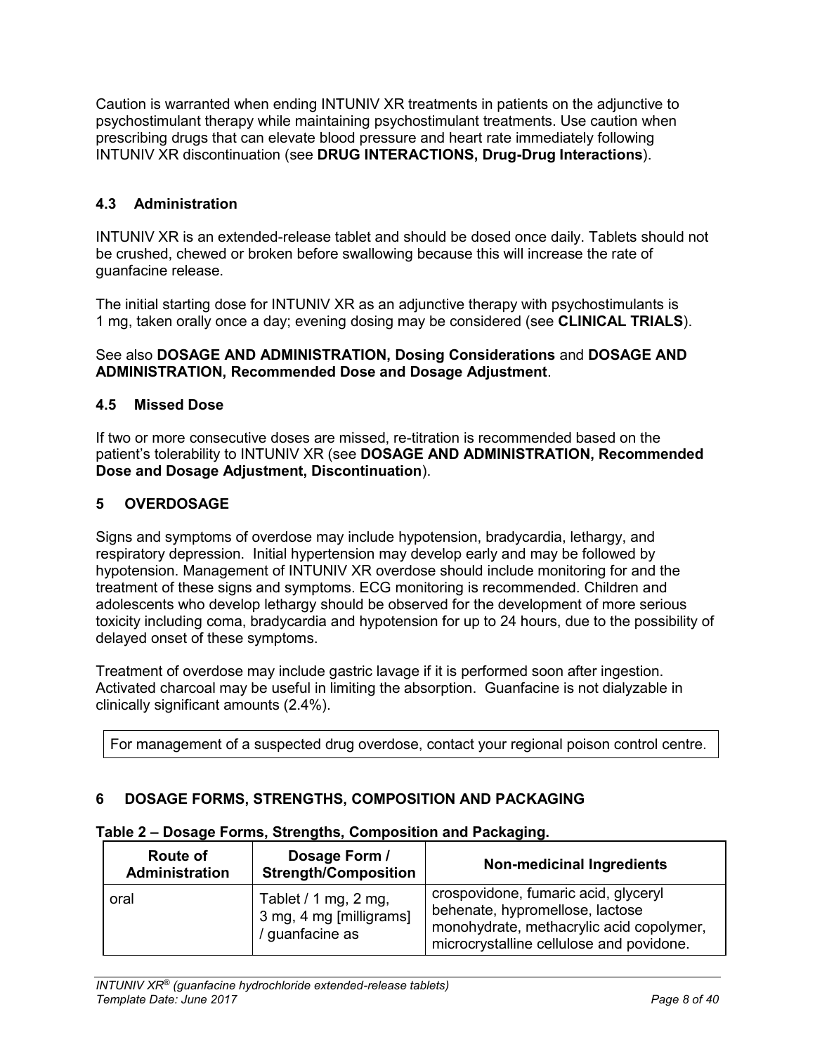Caution is warranted when ending INTUNIV XR treatments in patients on the adjunctive to psychostimulant therapy while maintaining psychostimulant treatments. Use caution when prescribing drugs that can elevate blood pressure and heart rate immediately following INTUNIV XR discontinuation (see **DRUG INTERACTIONS, Drug-Drug Interactions**).

### 4.3 Administration

INTUNIV XR is an extended-release tablet and should be dosed once daily. Tablets should not be crushed, chewed or broken before swallowing because this will increase the rate of guanfacine release.

The initial starting dose for INTUNIV XR as an adjunctive therapy with psychostimulants is 1 mg, taken orally once a day; evening dosing may be considered (see **CLINICAL TRIALS**).

See also **DOSAGE AND ADMINISTRATION, Dosing Considerations** and **DOSAGE AND ADMINISTRATION, Recommended Dose and Dosage Adjustment**.

### 4.5 Missed Dose

If two or more consecutive doses are missed, re-titration is recommended based on the patient's tolerability to INTUNIV XR (see **DOSAGE AND ADMINISTRATION, Recommended Dose and Dosage Adjustment, Discontinuation**).

## 5 OVERDOSAGE

Signs and symptoms of overdose may include hypotension, bradycardia, lethargy, and respiratory depression. Initial hypertension may develop early and may be followed by hypotension. Management of INTUNIV XR overdose should include monitoring for and the treatment of these signs and symptoms. ECG monitoring is recommended. Children and adolescents who develop lethargy should be observed for the development of more serious toxicity including coma, bradycardia and hypotension for up to 24 hours, due to the possibility of delayed onset of these symptoms.

Treatment of overdose may include gastric lavage if it is performed soon after ingestion. Activated charcoal may be useful in limiting the absorption. Guanfacine is not dialyzable in clinically significant amounts (2.4%).

| For management of a suspected drug overdose, contact your regional poison control centre. |
|---|

## 6 DOSAGE FORMS, STRENGTHS, COMPOSITION AND PACKAGING

**Table 2 – Dosage Forms, Strengths, Composition and Packaging.**

| Route of Administration | Dosage Form / Strength/Composition | Non-medicinal Ingredients |
|---|---|---|
| oral | Tablet / 1 mg, 2 mg, 3 mg, 4 mg [milligrams] / guanfacine as | crospovidone, fumaric acid, glyceryl behenate, hypromellose, lactose monohydrate, methacrylic acid copolymer, microcrystalline cellulose and povidone. |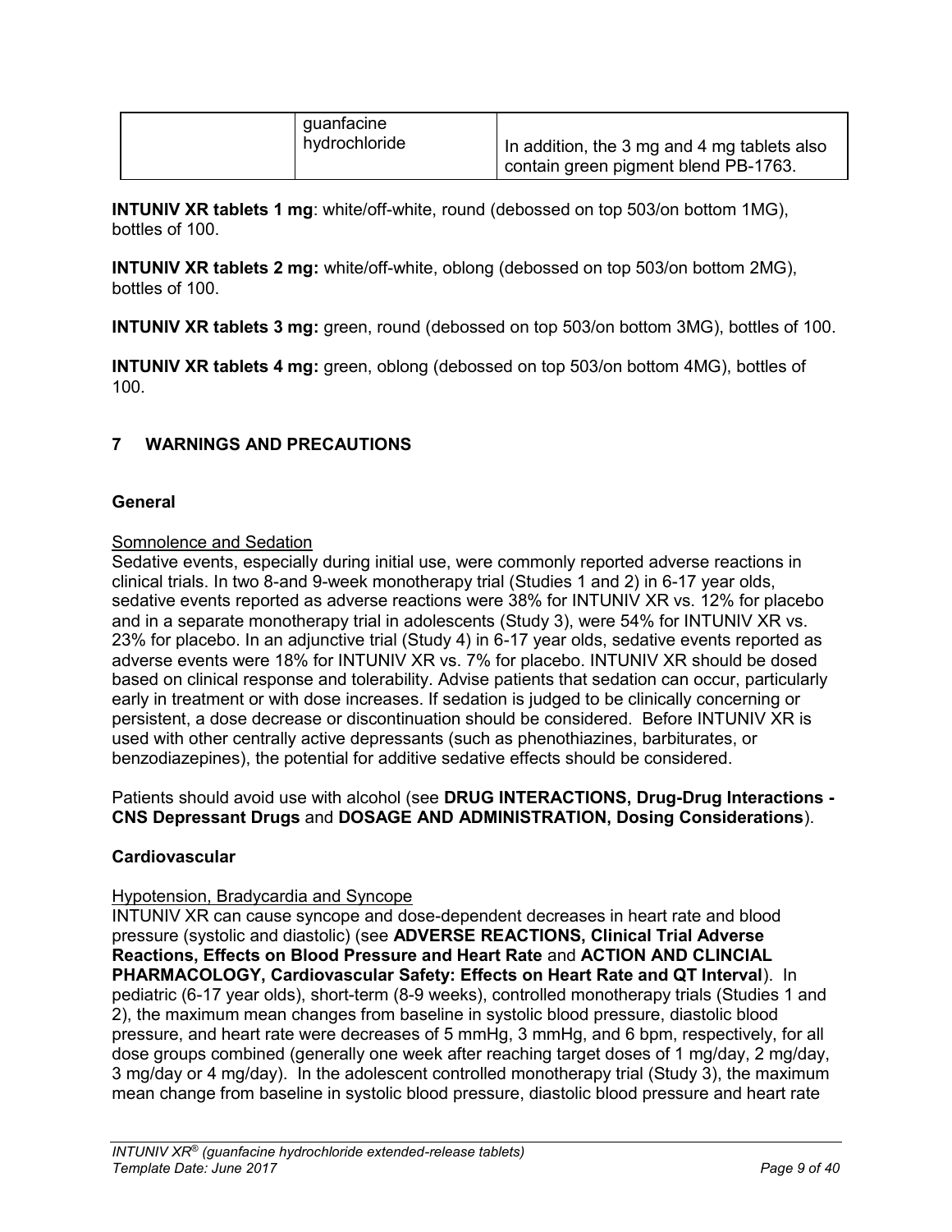| | guanfacine hydrochloride | In addition, the 3 mg and 4 mg tablets also contain green pigment blend PB-1763. |
|---|---|---|

**INTUNIV XR tablets 1 mg**: white/off-white, round (debossed on top 503/on bottom 1MG), bottles of 100.

**INTUNIV XR tablets 2 mg:** white/off-white, oblong (debossed on top 503/on bottom 2MG), bottles of 100.

**INTUNIV XR tablets 3 mg:** green, round (debossed on top 503/on bottom 3MG), bottles of 100.

**INTUNIV XR tablets 4 mg:** green, oblong (debossed on top 503/on bottom 4MG), bottles of 100.

## 7 WARNINGS AND PRECAUTIONS

### General

Somnolence and Sedation

Sedative events, especially during initial use, were commonly reported adverse reactions in clinical trials. In two 8-and 9-week monotherapy trial (Studies 1 and 2) in 6-17 year olds, sedative events reported as adverse reactions were 38% for INTUNIV XR vs. 12% for placebo and in a separate monotherapy trial in adolescents (Study 3), were 54% for INTUNIV XR vs. 23% for placebo. In an adjunctive trial (Study 4) in 6-17 year olds, sedative events reported as adverse events were 18% for INTUNIV XR vs. 7% for placebo. INTUNIV XR should be dosed based on clinical response and tolerability. Advise patients that sedation can occur, particularly early in treatment or with dose increases. If sedation is judged to be clinically concerning or persistent, a dose decrease or discontinuation should be considered. Before INTUNIV XR is used with other centrally active depressants (such as phenothiazines, barbiturates, or benzodiazepines), the potential for additive sedative effects should be considered.

Patients should avoid use with alcohol (see **DRUG INTERACTIONS, Drug-Drug Interactions - CNS Depressant Drugs** and **DOSAGE AND ADMINISTRATION, Dosing Considerations**).

### Cardiovascular

Hypotension, Bradycardia and Syncope

INTUNIV XR can cause syncope and dose-dependent decreases in heart rate and blood pressure (systolic and diastolic) (see **ADVERSE REACTIONS, Clinical Trial Adverse Reactions, Effects on Blood Pressure and Heart Rate** and **ACTION AND CLINCIAL PHARMACOLOGY, Cardiovascular Safety: Effects on Heart Rate and QT Interval**). In pediatric (6-17 year olds), short-term (8-9 weeks), controlled monotherapy trials (Studies 1 and 2), the maximum mean changes from baseline in systolic blood pressure, diastolic blood pressure, and heart rate were decreases of 5 mmHg, 3 mmHg, and 6 bpm, respectively, for all dose groups combined (generally one week after reaching target doses of 1 mg/day, 2 mg/day, 3 mg/day or 4 mg/day). In the adolescent controlled monotherapy trial (Study 3), the maximum mean change from baseline in systolic blood pressure, diastolic blood pressure and heart rate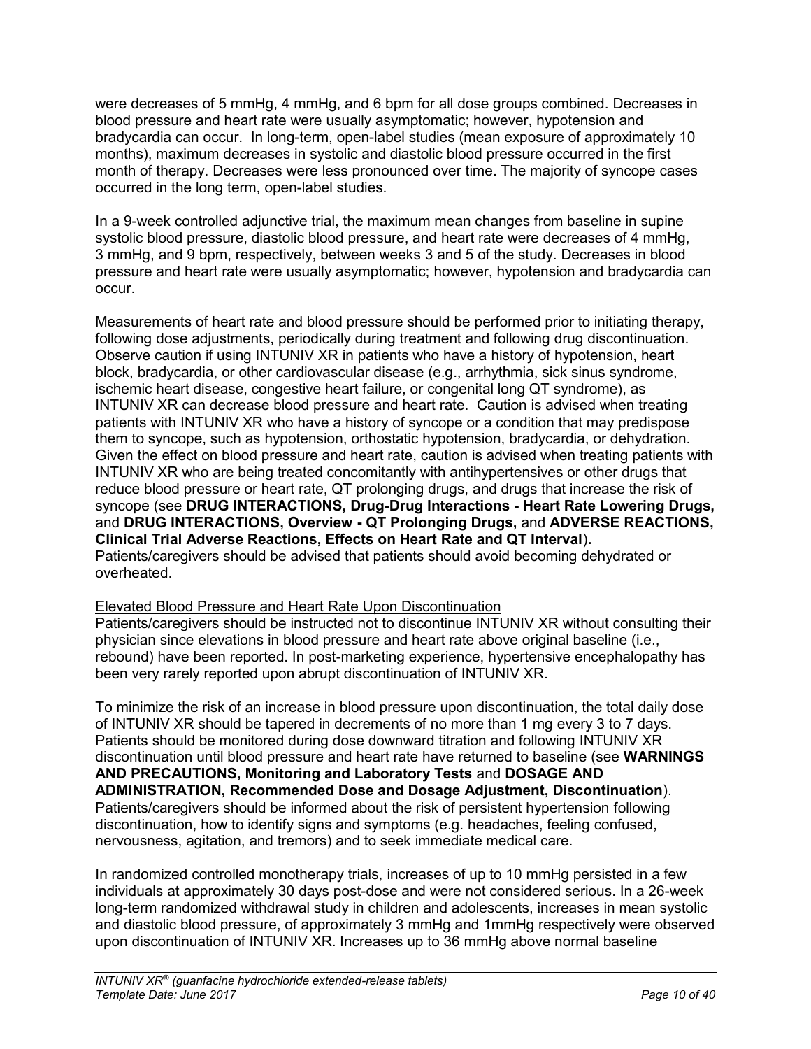were decreases of 5 mmHg, 4 mmHg, and 6 bpm for all dose groups combined. Decreases in blood pressure and heart rate were usually asymptomatic; however, hypotension and bradycardia can occur. In long-term, open-label studies (mean exposure of approximately 10 months), maximum decreases in systolic and diastolic blood pressure occurred in the first month of therapy. Decreases were less pronounced over time. The majority of syncope cases occurred in the long term, open-label studies.

In a 9-week controlled adjunctive trial, the maximum mean changes from baseline in supine systolic blood pressure, diastolic blood pressure, and heart rate were decreases of 4 mmHg, 3 mmHg, and 9 bpm, respectively, between weeks 3 and 5 of the study. Decreases in blood pressure and heart rate were usually asymptomatic; however, hypotension and bradycardia can occur.

Measurements of heart rate and blood pressure should be performed prior to initiating therapy, following dose adjustments, periodically during treatment and following drug discontinuation. Observe caution if using INTUNIV XR in patients who have a history of hypotension, heart block, bradycardia, or other cardiovascular disease (e.g., arrhythmia, sick sinus syndrome, ischemic heart disease, congestive heart failure, or congenital long QT syndrome), as INTUNIV XR can decrease blood pressure and heart rate. Caution is advised when treating patients with INTUNIV XR who have a history of syncope or a condition that may predispose them to syncope, such as hypotension, orthostatic hypotension, bradycardia, or dehydration. Given the effect on blood pressure and heart rate, caution is advised when treating patients with INTUNIV XR who are being treated concomitantly with antihypertensives or other drugs that reduce blood pressure or heart rate, QT prolonging drugs, and drugs that increase the risk of syncope (see **DRUG INTERACTIONS, Drug-Drug Interactions - Heart Rate Lowering Drugs,** and **DRUG INTERACTIONS, Overview - QT Prolonging Drugs,** and **ADVERSE REACTIONS, Clinical Trial Adverse Reactions, Effects on Heart Rate and QT Interval**). Patients/caregivers should be advised that patients should avoid becoming dehydrated or overheated.

Elevated Blood Pressure and Heart Rate Upon Discontinuation

Patients/caregivers should be instructed not to discontinue INTUNIV XR without consulting their physician since elevations in blood pressure and heart rate above original baseline (i.e., rebound) have been reported. In post-marketing experience, hypertensive encephalopathy has been very rarely reported upon abrupt discontinuation of INTUNIV XR.

To minimize the risk of an increase in blood pressure upon discontinuation, the total daily dose of INTUNIV XR should be tapered in decrements of no more than 1 mg every 3 to 7 days. Patients should be monitored during dose downward titration and following INTUNIV XR discontinuation until blood pressure and heart rate have returned to baseline (see **WARNINGS AND PRECAUTIONS, Monitoring and Laboratory Tests** and **DOSAGE AND ADMINISTRATION, Recommended Dose and Dosage Adjustment, Discontinuation**). Patients/caregivers should be informed about the risk of persistent hypertension following discontinuation, how to identify signs and symptoms (e.g. headaches, feeling confused, nervousness, agitation, and tremors) and to seek immediate medical care.

In randomized controlled monotherapy trials, increases of up to 10 mmHg persisted in a few individuals at approximately 30 days post-dose and were not considered serious. In a 26-week long-term randomized withdrawal study in children and adolescents, increases in mean systolic and diastolic blood pressure, of approximately 3 mmHg and 1mmHg respectively were observed upon discontinuation of INTUNIV XR. Increases up to 36 mmHg above normal baseline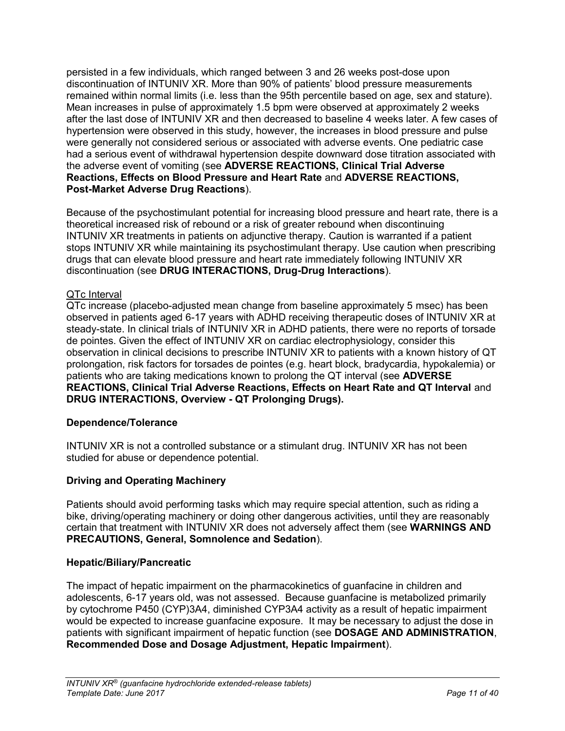persisted in a few individuals, which ranged between 3 and 26 weeks post-dose upon discontinuation of INTUNIV XR. More than 90% of patients' blood pressure measurements remained within normal limits (i.e. less than the 95th percentile based on age, sex and stature). Mean increases in pulse of approximately 1.5 bpm were observed at approximately 2 weeks after the last dose of INTUNIV XR and then decreased to baseline 4 weeks later. A few cases of hypertension were observed in this study, however, the increases in blood pressure and pulse were generally not considered serious or associated with adverse events. One pediatric case had a serious event of withdrawal hypertension despite downward dose titration associated with the adverse event of vomiting (see **ADVERSE REACTIONS, Clinical Trial Adverse Reactions, Effects on Blood Pressure and Heart Rate** and **ADVERSE REACTIONS, Post-Market Adverse Drug Reactions**).

Because of the psychostimulant potential for increasing blood pressure and heart rate, there is a theoretical increased risk of rebound or a risk of greater rebound when discontinuing INTUNIV XR treatments in patients on adjunctive therapy. Caution is warranted if a patient stops INTUNIV XR while maintaining its psychostimulant therapy. Use caution when prescribing drugs that can elevate blood pressure and heart rate immediately following INTUNIV XR discontinuation (see **DRUG INTERACTIONS, Drug-Drug Interactions**).

QTc Interval

QTc increase (placebo-adjusted mean change from baseline approximately 5 msec) has been observed in patients aged 6-17 years with ADHD receiving therapeutic doses of INTUNIV XR at steady-state. In clinical trials of INTUNIV XR in ADHD patients, there were no reports of torsade de pointes. Given the effect of INTUNIV XR on cardiac electrophysiology, consider this observation in clinical decisions to prescribe INTUNIV XR to patients with a known history of QT prolongation, risk factors for torsades de pointes (e.g. heart block, bradycardia, hypokalemia) or patients who are taking medications known to prolong the QT interval (see **ADVERSE REACTIONS, Clinical Trial Adverse Reactions, Effects on Heart Rate and QT Interval** and **DRUG INTERACTIONS, Overview - QT Prolonging Drugs).**

**Dependence/Tolerance**

INTUNIV XR is not a controlled substance or a stimulant drug. INTUNIV XR has not been studied for abuse or dependence potential.

**Driving and Operating Machinery**

Patients should avoid performing tasks which may require special attention, such as riding a bike, driving/operating machinery or doing other dangerous activities, until they are reasonably certain that treatment with INTUNIV XR does not adversely affect them (see **WARNINGS AND PRECAUTIONS, General, Somnolence and Sedation**).

**Hepatic/Biliary/Pancreatic**

The impact of hepatic impairment on the pharmacokinetics of guanfacine in children and adolescents, 6-17 years old, was not assessed. Because guanfacine is metabolized primarily by cytochrome P450 (CYP)3A4, diminished CYP3A4 activity as a result of hepatic impairment would be expected to increase guanfacine exposure. It may be necessary to adjust the dose in patients with significant impairment of hepatic function (see **DOSAGE AND ADMINISTRATION**, **Recommended Dose and Dosage Adjustment, Hepatic Impairment**).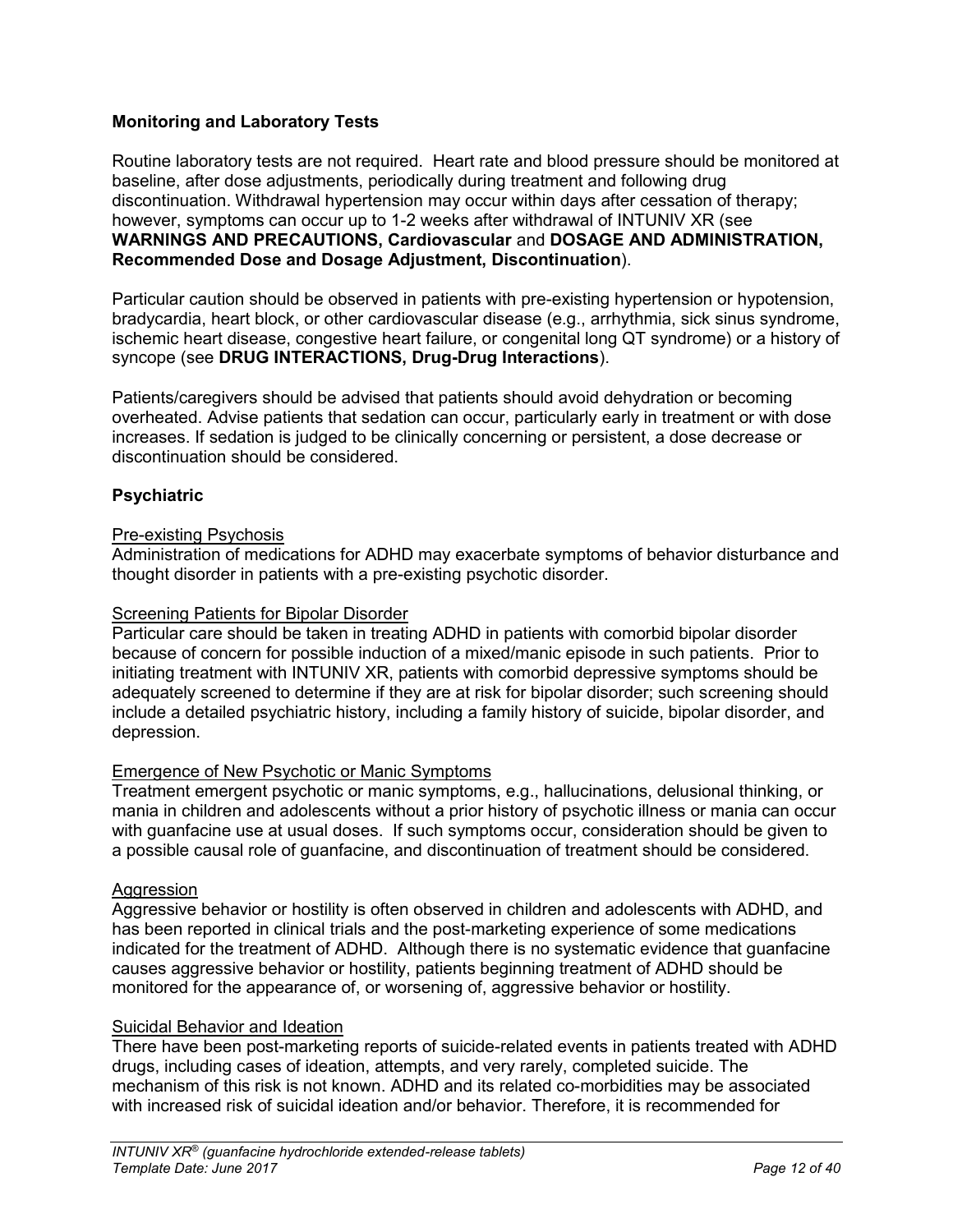### Monitoring and Laboratory Tests

Routine laboratory tests are not required. Heart rate and blood pressure should be monitored at baseline, after dose adjustments, periodically during treatment and following drug discontinuation. Withdrawal hypertension may occur within days after cessation of therapy; however, symptoms can occur up to 1-2 weeks after withdrawal of INTUNIV XR (see **WARNINGS AND PRECAUTIONS, Cardiovascular** and **DOSAGE AND ADMINISTRATION, Recommended Dose and Dosage Adjustment, Discontinuation**).

Particular caution should be observed in patients with pre-existing hypertension or hypotension, bradycardia, heart block, or other cardiovascular disease (e.g., arrhythmia, sick sinus syndrome, ischemic heart disease, congestive heart failure, or congenital long QT syndrome) or a history of syncope (see **DRUG INTERACTIONS, Drug-Drug Interactions**).

Patients/caregivers should be advised that patients should avoid dehydration or becoming overheated. Advise patients that sedation can occur, particularly early in treatment or with dose increases. If sedation is judged to be clinically concerning or persistent, a dose decrease or discontinuation should be considered.

### Psychiatric

Pre-existing Psychosis

Administration of medications for ADHD may exacerbate symptoms of behavior disturbance and thought disorder in patients with a pre-existing psychotic disorder.

Screening Patients for Bipolar Disorder

Particular care should be taken in treating ADHD in patients with comorbid bipolar disorder because of concern for possible induction of a mixed/manic episode in such patients. Prior to initiating treatment with INTUNIV XR, patients with comorbid depressive symptoms should be adequately screened to determine if they are at risk for bipolar disorder; such screening should include a detailed psychiatric history, including a family history of suicide, bipolar disorder, and depression.

Emergence of New Psychotic or Manic Symptoms

Treatment emergent psychotic or manic symptoms, e.g., hallucinations, delusional thinking, or mania in children and adolescents without a prior history of psychotic illness or mania can occur with guanfacine use at usual doses. If such symptoms occur, consideration should be given to a possible causal role of guanfacine, and discontinuation of treatment should be considered.

Aggression

Aggressive behavior or hostility is often observed in children and adolescents with ADHD, and has been reported in clinical trials and the post-marketing experience of some medications indicated for the treatment of ADHD. Although there is no systematic evidence that guanfacine causes aggressive behavior or hostility, patients beginning treatment of ADHD should be monitored for the appearance of, or worsening of, aggressive behavior or hostility.

Suicidal Behavior and Ideation

There have been post-marketing reports of suicide-related events in patients treated with ADHD drugs, including cases of ideation, attempts, and very rarely, completed suicide. The mechanism of this risk is not known. ADHD and its related co-morbidities may be associated with increased risk of suicidal ideation and/or behavior. Therefore, it is recommended for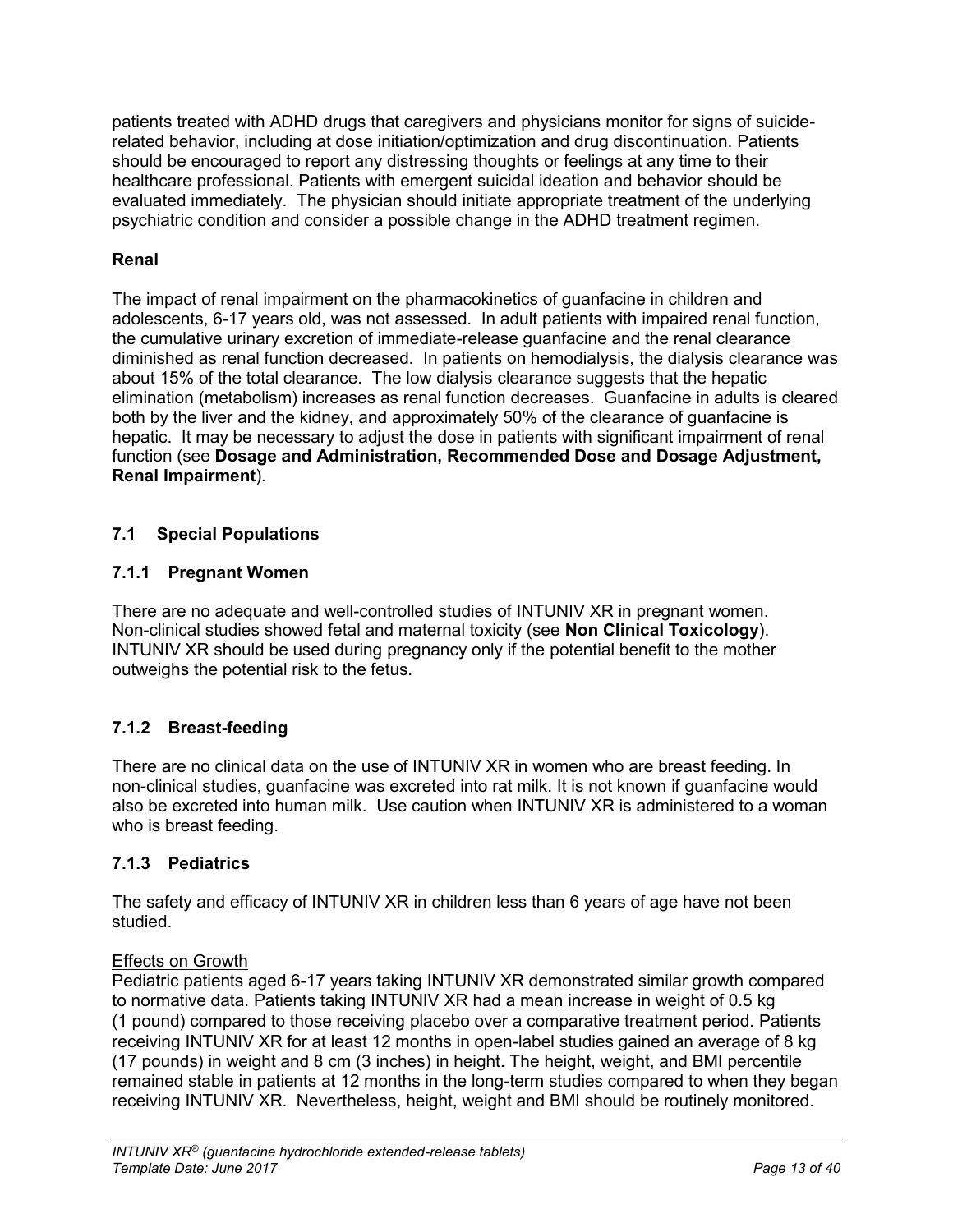patients treated with ADHD drugs that caregivers and physicians monitor for signs of suicide-related behavior, including at dose initiation/optimization and drug discontinuation. Patients should be encouraged to report any distressing thoughts or feelings at any time to their healthcare professional. Patients with emergent suicidal ideation and behavior should be evaluated immediately. The physician should initiate appropriate treatment of the underlying psychiatric condition and consider a possible change in the ADHD treatment regimen.

**Renal**

The impact of renal impairment on the pharmacokinetics of guanfacine in children and adolescents, 6-17 years old, was not assessed. In adult patients with impaired renal function, the cumulative urinary excretion of immediate-release guanfacine and the renal clearance diminished as renal function decreased. In patients on hemodialysis, the dialysis clearance was about 15% of the total clearance. The low dialysis clearance suggests that the hepatic elimination (metabolism) increases as renal function decreases. Guanfacine in adults is cleared both by the liver and the kidney, and approximately 50% of the clearance of guanfacine is hepatic. It may be necessary to adjust the dose in patients with significant impairment of renal function (see **Dosage and Administration, Recommended Dose and Dosage Adjustment, Renal Impairment**).

## 7.1 Special Populations

### 7.1.1 Pregnant Women

There are no adequate and well-controlled studies of INTUNIV XR in pregnant women. Non-clinical studies showed fetal and maternal toxicity (see **Non Clinical Toxicology**). INTUNIV XR should be used during pregnancy only if the potential benefit to the mother outweighs the potential risk to the fetus.

### 7.1.2 Breast-feeding

There are no clinical data on the use of INTUNIV XR in women who are breast feeding. In non-clinical studies, guanfacine was excreted into rat milk. It is not known if guanfacine would also be excreted into human milk. Use caution when INTUNIV XR is administered to a woman who is breast feeding.

### 7.1.3 Pediatrics

The safety and efficacy of INTUNIV XR in children less than 6 years of age have not been studied.

<u>Effects on Growth</u>

Pediatric patients aged 6-17 years taking INTUNIV XR demonstrated similar growth compared to normative data. Patients taking INTUNIV XR had a mean increase in weight of 0.5 kg (1 pound) compared to those receiving placebo over a comparative treatment period. Patients receiving INTUNIV XR for at least 12 months in open-label studies gained an average of 8 kg (17 pounds) in weight and 8 cm (3 inches) in height. The height, weight, and BMI percentile remained stable in patients at 12 months in the long-term studies compared to when they began receiving INTUNIV XR. Nevertheless, height, weight and BMI should be routinely monitored.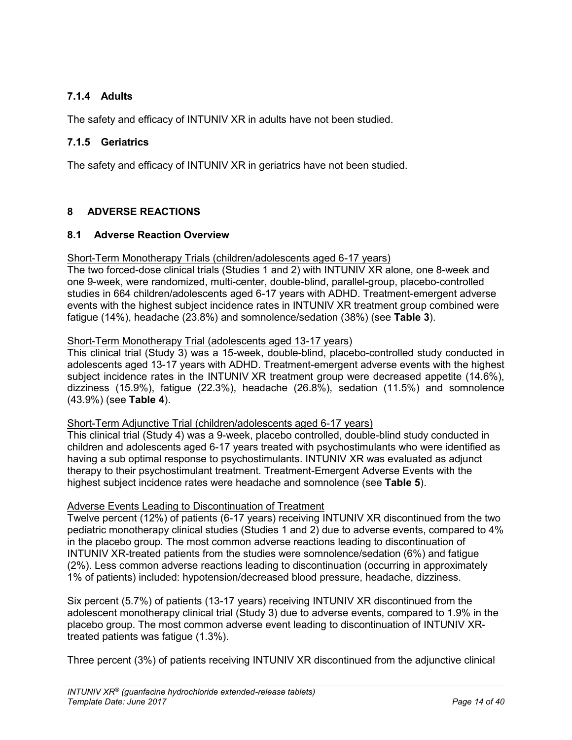### 7.1.4 Adults

The safety and efficacy of INTUNIV XR in adults have not been studied.

### 7.1.5 Geriatrics

The safety and efficacy of INTUNIV XR in geriatrics have not been studied.

## 8 ADVERSE REACTIONS

### 8.1 Adverse Reaction Overview

Short-Term Monotherapy Trials (children/adolescents aged 6-17 years)

The two forced-dose clinical trials (Studies 1 and 2) with INTUNIV XR alone, one 8-week and one 9-week, were randomized, multi-center, double-blind, parallel-group, placebo-controlled studies in 664 children/adolescents aged 6-17 years with ADHD. Treatment-emergent adverse events with the highest subject incidence rates in INTUNIV XR treatment group combined were fatigue (14%), headache (23.8%) and somnolence/sedation (38%) (see **Table 3**).

Short-Term Monotherapy Trial (adolescents aged 13-17 years)

This clinical trial (Study 3) was a 15-week, double-blind, placebo-controlled study conducted in adolescents aged 13-17 years with ADHD. Treatment-emergent adverse events with the highest subject incidence rates in the INTUNIV XR treatment group were decreased appetite (14.6%), dizziness (15.9%), fatigue (22.3%), headache (26.8%), sedation (11.5%) and somnolence (43.9%) (see **Table 4**).

Short-Term Adjunctive Trial (children/adolescents aged 6-17 years)

This clinical trial (Study 4) was a 9-week, placebo controlled, double-blind study conducted in children and adolescents aged 6-17 years treated with psychostimulants who were identified as having a sub optimal response to psychostimulants. INTUNIV XR was evaluated as adjunct therapy to their psychostimulant treatment. Treatment-Emergent Adverse Events with the highest subject incidence rates were headache and somnolence (see **Table 5**).

Adverse Events Leading to Discontinuation of Treatment

Twelve percent (12%) of patients (6-17 years) receiving INTUNIV XR discontinued from the two pediatric monotherapy clinical studies (Studies 1 and 2) due to adverse events, compared to 4% in the placebo group. The most common adverse reactions leading to discontinuation of INTUNIV XR-treated patients from the studies were somnolence/sedation (6%) and fatigue (2%). Less common adverse reactions leading to discontinuation (occurring in approximately 1% of patients) included: hypotension/decreased blood pressure, headache, dizziness.

Six percent (5.7%) of patients (13-17 years) receiving INTUNIV XR discontinued from the adolescent monotherapy clinical trial (Study 3) due to adverse events, compared to 1.9% in the placebo group. The most common adverse event leading to discontinuation of INTUNIV XR-treated patients was fatigue (1.3%).

Three percent (3%) of patients receiving INTUNIV XR discontinued from the adjunctive clinical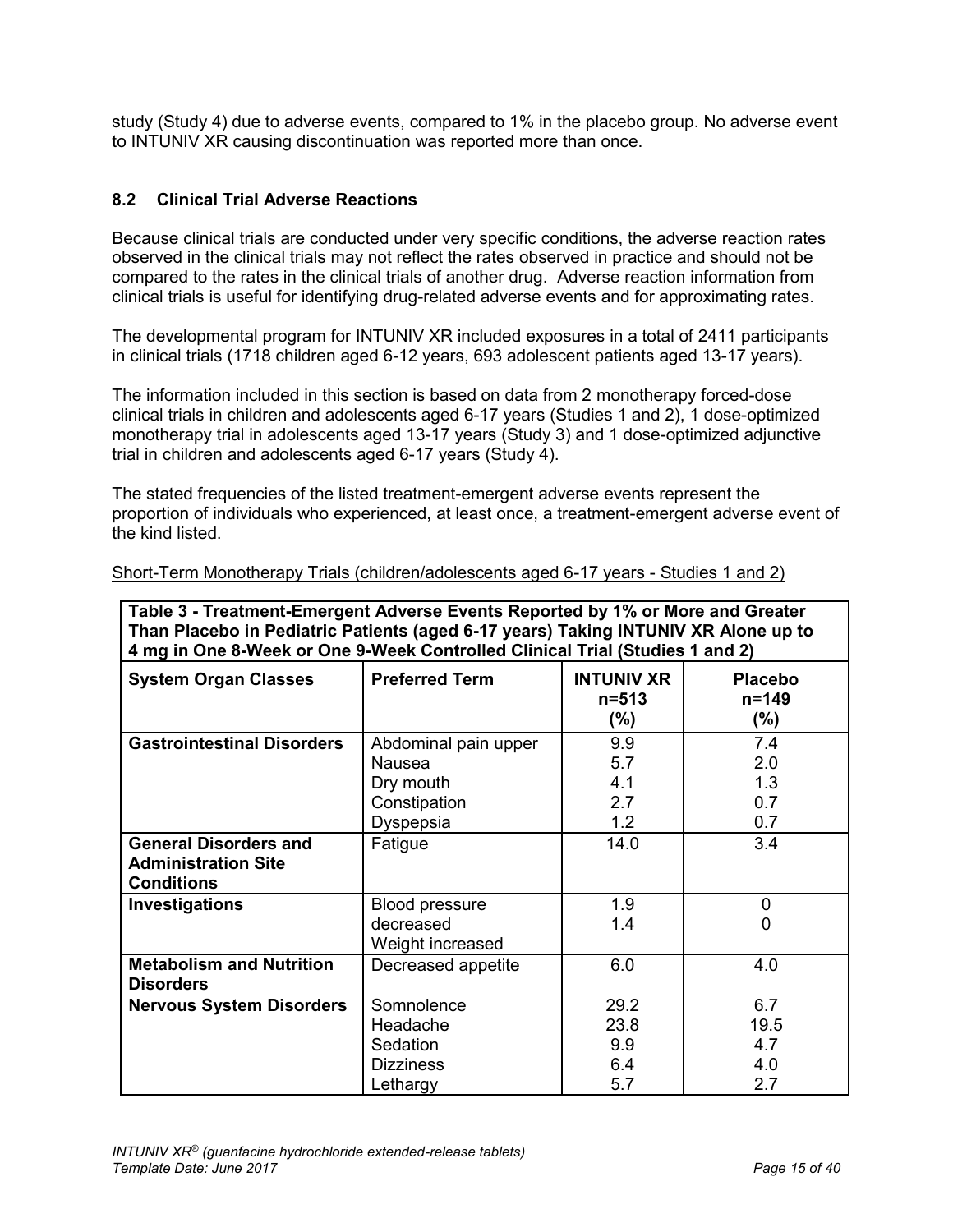study (Study 4) due to adverse events, compared to 1% in the placebo group. No adverse event to INTUNIV XR causing discontinuation was reported more than once.

### 8.2 Clinical Trial Adverse Reactions

Because clinical trials are conducted under very specific conditions, the adverse reaction rates observed in the clinical trials may not reflect the rates observed in practice and should not be compared to the rates in the clinical trials of another drug. Adverse reaction information from clinical trials is useful for identifying drug-related adverse events and for approximating rates.

The developmental program for INTUNIV XR included exposures in a total of 2411 participants in clinical trials (1718 children aged 6-12 years, 693 adolescent patients aged 13-17 years).

The information included in this section is based on data from 2 monotherapy forced-dose clinical trials in children and adolescents aged 6-17 years (Studies 1 and 2), 1 dose-optimized monotherapy trial in adolescents aged 13-17 years (Study 3) and 1 dose-optimized adjunctive trial in children and adolescents aged 6-17 years (Study 4).

The stated frequencies of the listed treatment-emergent adverse events represent the proportion of individuals who experienced, at least once, a treatment-emergent adverse event of the kind listed.

Short-Term Monotherapy Trials (children/adolescents aged 6-17 years - Studies 1 and 2)

**Table 3 - Treatment-Emergent Adverse Events Reported by 1% or More and Greater Than Placebo in Pediatric Patients (aged 6-17 years) Taking INTUNIV XR Alone up to 4 mg in One 8-Week or One 9-Week Controlled Clinical Trial (Studies 1 and 2)**

| System Organ Classes | Preferred Term | INTUNIV XR n=513 (%) | Placebo n=149 (%) |
|---|---|---|---|
| **Gastrointestinal Disorders** | Abdominal pain upper | 9.9 | 7.4 |
| | Nausea | 5.7 | 2.0 |
| | Dry mouth | 4.1 | 1.3 |
| | Constipation | 2.7 | 0.7 |
| | Dyspepsia | 1.2 | 0.7 |
| **General Disorders and Administration Site Conditions** | Fatigue | 14.0 | 3.4 |
| **Investigations** | Blood pressure decreased | 1.9 | 0 |
| | Weight increased | 1.4 | 0 |
| **Metabolism and Nutrition Disorders** | Decreased appetite | 6.0 | 4.0 |
| **Nervous System Disorders** | Somnolence | 29.2 | 6.7 |
| | Headache | 23.8 | 19.5 |
| | Sedation | 9.9 | 4.7 |
| | Dizziness | 6.4 | 4.0 |
| | Lethargy | 5.7 | 2.7 |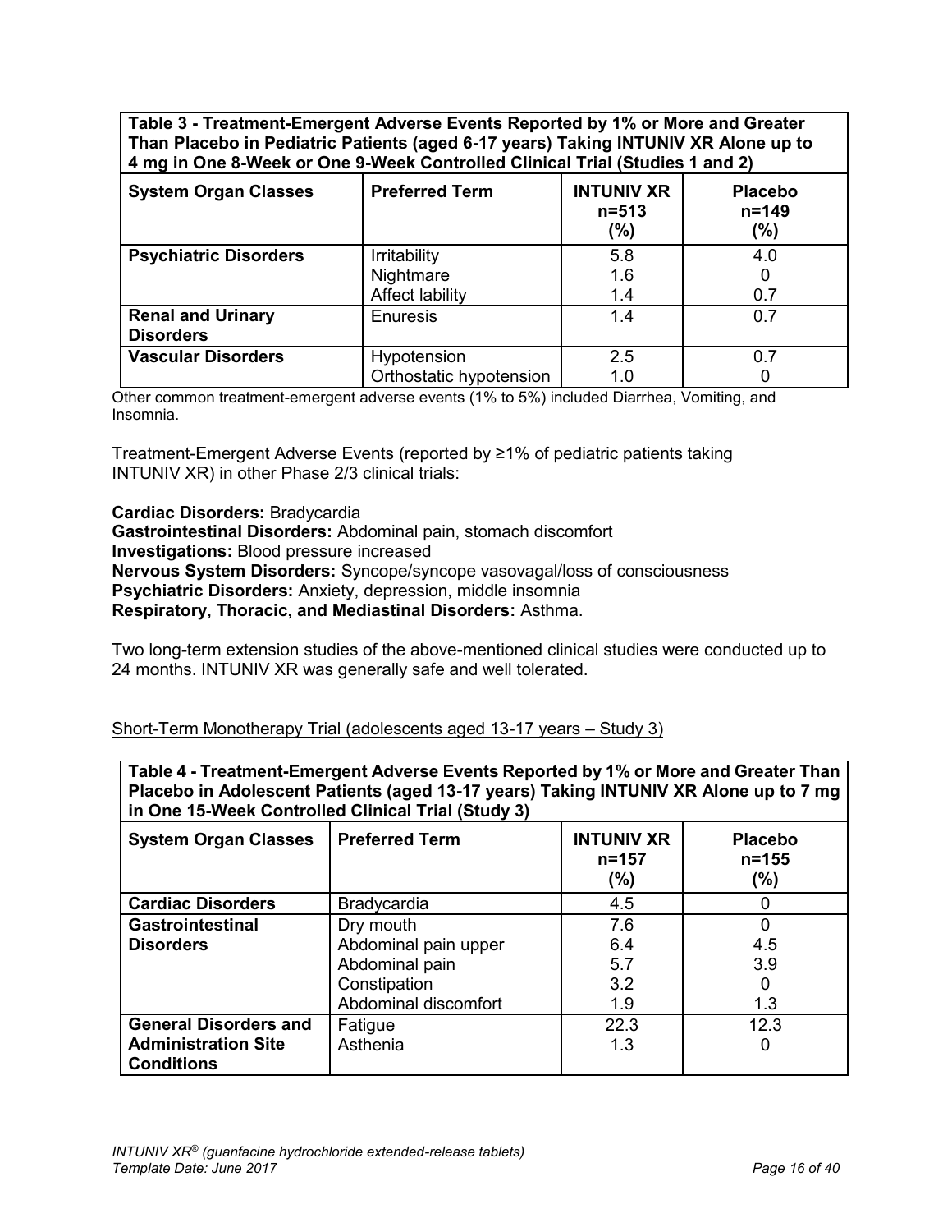**Table 3 - Treatment-Emergent Adverse Events Reported by 1% or More and Greater Than Placebo in Pediatric Patients (aged 6-17 years) Taking INTUNIV XR Alone up to 4 mg in One 8-Week or One 9-Week Controlled Clinical Trial (Studies 1 and 2)**

| System Organ Classes | Preferred Term | INTUNIV XR n=513 (%) | Placebo n=149 (%) |
|---|---|---|---|
| **Psychiatric Disorders** | Irritability | 5.8 | 4.0 |
| | Nightmare | 1.6 | 0 |
| | Affect lability | 1.4 | 0.7 |
| **Renal and Urinary Disorders** | Enuresis | 1.4 | 0.7 |
| **Vascular Disorders** | Hypotension | 2.5 | 0.7 |
| | Orthostatic hypotension | 1.0 | 0 |

Other common treatment-emergent adverse events (1% to 5%) included Diarrhea, Vomiting, and Insomnia.

Treatment-Emergent Adverse Events (reported by ≥1% of pediatric patients taking INTUNIV XR) in other Phase 2/3 clinical trials:

**Cardiac Disorders:** Bradycardia
**Gastrointestinal Disorders:** Abdominal pain, stomach discomfort
**Investigations:** Blood pressure increased
**Nervous System Disorders:** Syncope/syncope vasovagal/loss of consciousness
**Psychiatric Disorders:** Anxiety, depression, middle insomnia
**Respiratory, Thoracic, and Mediastinal Disorders:** Asthma.

Two long-term extension studies of the above-mentioned clinical studies were conducted up to 24 months. INTUNIV XR was generally safe and well tolerated.

Short-Term Monotherapy Trial (adolescents aged 13-17 years – Study 3)

**Table 4 - Treatment-Emergent Adverse Events Reported by 1% or More and Greater Than Placebo in Adolescent Patients (aged 13-17 years) Taking INTUNIV XR Alone up to 7 mg in One 15-Week Controlled Clinical Trial (Study 3)**

| System Organ Classes | Preferred Term | INTUNIV XR n=157 (%) | Placebo n=155 (%) |
|---|---|---|---|
| **Cardiac Disorders** | Bradycardia | 4.5 | 0 |
| **Gastrointestinal Disorders** | Dry mouth | 7.6 | 0 |
| | Abdominal pain upper | 6.4 | 4.5 |
| | Abdominal pain | 5.7 | 3.9 |
| | Constipation | 3.2 | 0 |
| | Abdominal discomfort | 1.9 | 1.3 |
| **General Disorders and Administration Site Conditions** | Fatigue | 22.3 | 12.3 |
| | Asthenia | 1.3 | 0 |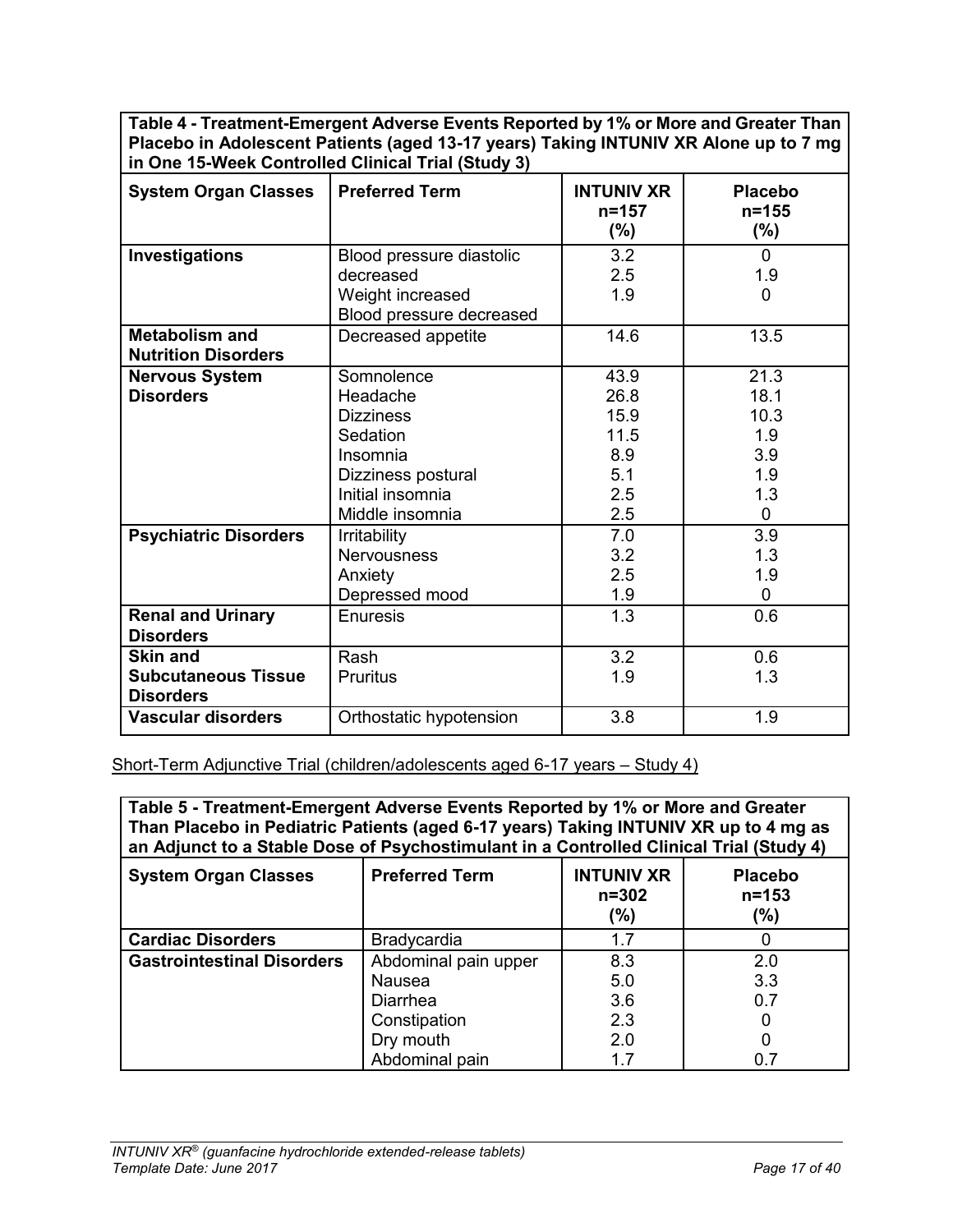| Table 4 - Treatment-Emergent Adverse Events Reported by 1% or More and Greater Than Placebo in Adolescent Patients (aged 13-17 years) Taking INTUNIV XR Alone up to 7 mg in One 15-Week Controlled Clinical Trial (Study 3) | | | |
|---|---|---|---|
| **System Organ Classes** | **Preferred Term** | **INTUNIV XR n=157 (%)** | **Placebo n=155 (%)** |
| **Investigations** | Blood pressure diastolic decreased | 3.2 | 0 |
| | Weight increased | 2.5 | 1.9 |
| | Blood pressure decreased | 1.9 | 0 |
| **Metabolism and Nutrition Disorders** | Decreased appetite | 14.6 | 13.5 |
| **Nervous System Disorders** | Somnolence | 43.9 | 21.3 |
| | Headache | 26.8 | 18.1 |
| | Dizziness | 15.9 | 10.3 |
| | Sedation | 11.5 | 1.9 |
| | Insomnia | 8.9 | 3.9 |
| | Dizziness postural | 5.1 | 1.9 |
| | Initial insomnia | 2.5 | 1.3 |
| | Middle insomnia | 2.5 | 0 |
| **Psychiatric Disorders** | Irritability | 7.0 | 3.9 |
| | Nervousness | 3.2 | 1.3 |
| | Anxiety | 2.5 | 1.9 |
| | Depressed mood | 1.9 | 0 |
| **Renal and Urinary Disorders** | Enuresis | 1.3 | 0.6 |
| **Skin and Subcutaneous Tissue Disorders** | Rash | 3.2 | 0.6 |
| | Pruritus | 1.9 | 1.3 |
| **Vascular disorders** | Orthostatic hypotension | 3.8 | 1.9 |

Short-Term Adjunctive Trial (children/adolescents aged 6-17 years – Study 4)

| Table 5 - Treatment-Emergent Adverse Events Reported by 1% or More and Greater Than Placebo in Pediatric Patients (aged 6-17 years) Taking INTUNIV XR up to 4 mg as an Adjunct to a Stable Dose of Psychostimulant in a Controlled Clinical Trial (Study 4) | | | |
|---|---|---|---|
| **System Organ Classes** | **Preferred Term** | **INTUNIV XR n=302 (%)** | **Placebo n=153 (%)** |
| **Cardiac Disorders** | Bradycardia | 1.7 | 0 |
| **Gastrointestinal Disorders** | Abdominal pain upper | 8.3 | 2.0 |
| | Nausea | 5.0 | 3.3 |
| | Diarrhea | 3.6 | 0.7 |
| | Constipation | 2.3 | 0 |
| | Dry mouth | 2.0 | 0 |
| | Abdominal pain | 1.7 | 0.7 |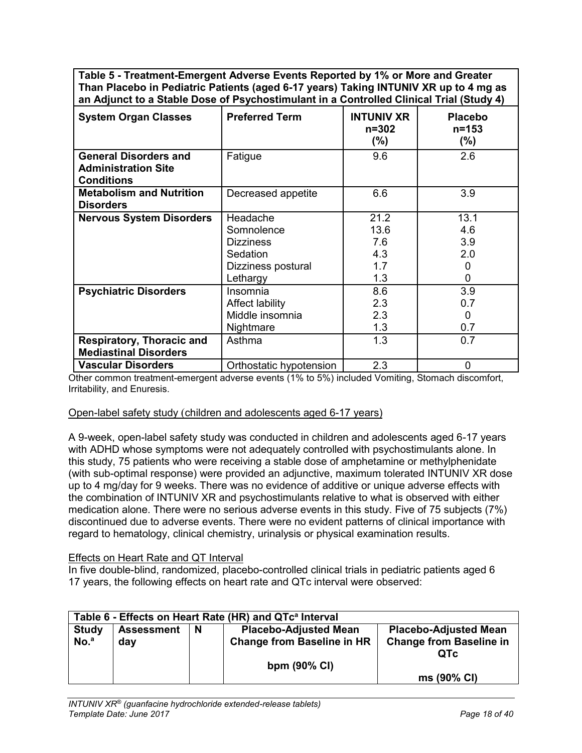| Table 5 - Treatment-Emergent Adverse Events Reported by 1% or More and Greater Than Placebo in Pediatric Patients (aged 6-17 years) Taking INTUNIV XR up to 4 mg as an Adjunct to a Stable Dose of Psychostimulant in a Controlled Clinical Trial (Study 4) | | | |
|---|---|---|---|
| **System Organ Classes** | **Preferred Term** | **INTUNIV XR n=302 (%)** | **Placebo n=153 (%)** |
| **General Disorders and Administration Site Conditions** | Fatigue | 9.6 | 2.6 |
| **Metabolism and Nutrition Disorders** | Decreased appetite | 6.6 | 3.9 |
| **Nervous System Disorders** | Headache<br>Somnolence<br>Dizziness<br>Sedation<br>Dizziness postural<br>Lethargy | 21.2<br>13.6<br>7.6<br>4.3<br>1.7<br>1.3 | 13.1<br>4.6<br>3.9<br>2.0<br>0<br>0 |
| **Psychiatric Disorders** | Insomnia<br>Affect lability<br>Middle insomnia<br>Nightmare | 8.6<br>2.3<br>2.3<br>1.3 | 3.9<br>0.7<br>0<br>0.7 |
| **Respiratory, Thoracic and Mediastinal Disorders** | Asthma | 1.3 | 0.7 |
| **Vascular Disorders** | Orthostatic hypotension | 2.3 | 0 |

Other common treatment-emergent adverse events (1% to 5%) included Vomiting, Stomach discomfort, Irritability, and Enuresis.

Open-label safety study (children and adolescents aged 6-17 years)

A 9-week, open-label safety study was conducted in children and adolescents aged 6-17 years with ADHD whose symptoms were not adequately controlled with psychostimulants alone. In this study, 75 patients who were receiving a stable dose of amphetamine or methylphenidate (with sub-optimal response) were provided an adjunctive, maximum tolerated INTUNIV XR dose up to 4 mg/day for 9 weeks. There was no evidence of additive or unique adverse effects with the combination of INTUNIV XR and psychostimulants relative to what is observed with either medication alone. There were no serious adverse events in this study. Five of 75 subjects (7%) discontinued due to adverse events. There were no evident patterns of clinical importance with regard to hematology, clinical chemistry, urinalysis or physical examination results.

Effects on Heart Rate and QT Interval

In five double-blind, randomized, placebo-controlled clinical trials in pediatric patients aged 6 17 years, the following effects on heart rate and QTc interval were observed:

| Table 6 - Effects on Heart Rate (HR) and QTc[a] Interval | | | | |
|---|---|---|---|---|
| **Study No.[a]** | **Assessment day** | **N** | **Placebo-Adjusted Mean Change from Baseline in HR**<br><br>**bpm (90% CI)** | **Placebo-Adjusted Mean Change from Baseline in QTc**<br><br>**ms (90% CI)** |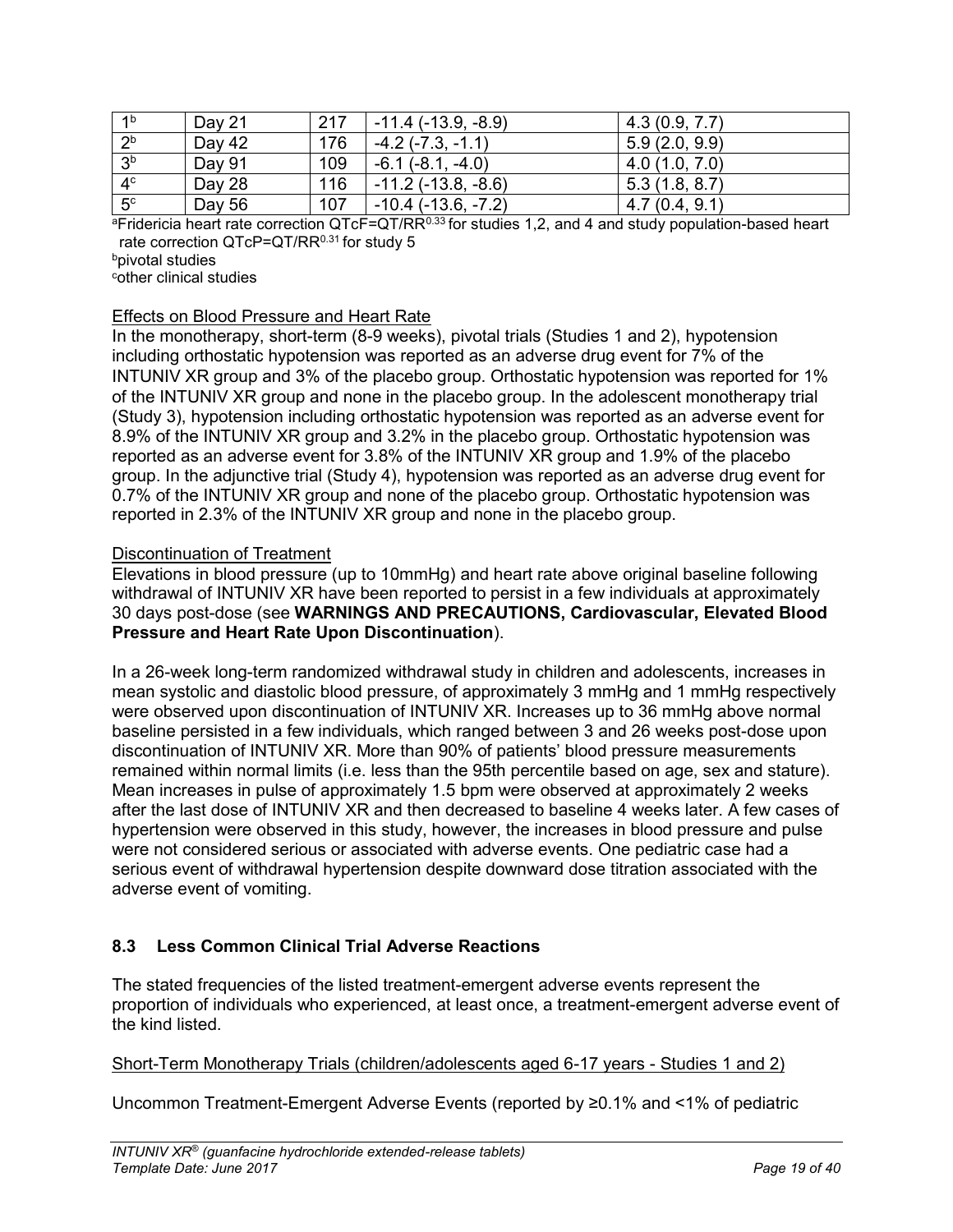| | | | | |
|---|---|---|---|---|
| 1[b] | Day 21 | 217 | -11.4 (-13.9, -8.9) | 4.3 (0.9, 7.7) |
| 2[b] | Day 42 | 176 | -4.2 (-7.3, -1.1) | 5.9 (2.0, 9.9) |
| 3[b] | Day 91 | 109 | -6.1 (-8.1, -4.0) | 4.0 (1.0, 7.0) |
| 4[c] | Day 28 | 116 | -11.2 (-13.8, -8.6) | 5.3 (1.8, 8.7) |
| 5[c] | Day 56 | 107 | -10.4 (-13.6, -7.2) | 4.7 (0.4, 9.1) |

[a]Fridericia heart rate correction $QTcF=QT/RR^{0.33}$ for studies 1,2, and 4 and study population-based heart rate correction $QTcP=QT/RR^{0.31}$ for study 5

[b]pivotal studies

[c]other clinical studies

Effects on Blood Pressure and Heart Rate

In the monotherapy, short-term (8-9 weeks), pivotal trials (Studies 1 and 2), hypotension including orthostatic hypotension was reported as an adverse drug event for 7% of the INTUNIV XR group and 3% of the placebo group. Orthostatic hypotension was reported for 1% of the INTUNIV XR group and none in the placebo group. In the adolescent monotherapy trial (Study 3), hypotension including orthostatic hypotension was reported as an adverse event for 8.9% of the INTUNIV XR group and 3.2% in the placebo group. Orthostatic hypotension was reported as an adverse event for 3.8% of the INTUNIV XR group and 1.9% of the placebo group. In the adjunctive trial (Study 4), hypotension was reported as an adverse drug event for 0.7% of the INTUNIV XR group and none of the placebo group. Orthostatic hypotension was reported in 2.3% of the INTUNIV XR group and none in the placebo group.

Discontinuation of Treatment

Elevations in blood pressure (up to 10mmHg) and heart rate above original baseline following withdrawal of INTUNIV XR have been reported to persist in a few individuals at approximately 30 days post-dose (see **WARNINGS AND PRECAUTIONS, Cardiovascular, Elevated Blood Pressure and Heart Rate Upon Discontinuation**).

In a 26-week long-term randomized withdrawal study in children and adolescents, increases in mean systolic and diastolic blood pressure, of approximately 3 mmHg and 1 mmHg respectively were observed upon discontinuation of INTUNIV XR. Increases up to 36 mmHg above normal baseline persisted in a few individuals, which ranged between 3 and 26 weeks post-dose upon discontinuation of INTUNIV XR. More than 90% of patients' blood pressure measurements remained within normal limits (i.e. less than the 95th percentile based on age, sex and stature). Mean increases in pulse of approximately 1.5 bpm were observed at approximately 2 weeks after the last dose of INTUNIV XR and then decreased to baseline 4 weeks later. A few cases of hypertension were observed in this study, however, the increases in blood pressure and pulse were not considered serious or associated with adverse events. One pediatric case had a serious event of withdrawal hypertension despite downward dose titration associated with the adverse event of vomiting.

## 8.3 Less Common Clinical Trial Adverse Reactions

The stated frequencies of the listed treatment-emergent adverse events represent the proportion of individuals who experienced, at least once, a treatment-emergent adverse event of the kind listed.

Short-Term Monotherapy Trials (children/adolescents aged 6-17 years - Studies 1 and 2)

Uncommon Treatment-Emergent Adverse Events (reported by ≥0.1% and <1% of pediatric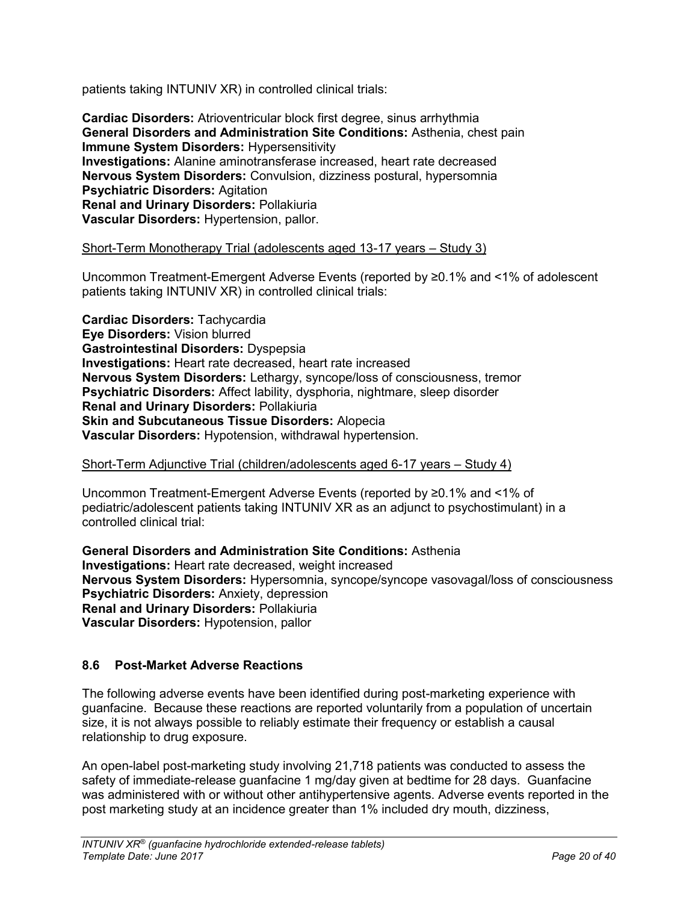patients taking INTUNIV XR) in controlled clinical trials:

**Cardiac Disorders:** Atrioventricular block first degree, sinus arrhythmia
**General Disorders and Administration Site Conditions:** Asthenia, chest pain
**Immune System Disorders:** Hypersensitivity
**Investigations:** Alanine aminotransferase increased, heart rate decreased
**Nervous System Disorders:** Convulsion, dizziness postural, hypersomnia
**Psychiatric Disorders:** Agitation
**Renal and Urinary Disorders:** Pollakiuria
**Vascular Disorders:** Hypertension, pallor.

Short-Term Monotherapy Trial (adolescents aged 13-17 years – Study 3)

Uncommon Treatment-Emergent Adverse Events (reported by ≥0.1% and <1% of adolescent patients taking INTUNIV XR) in controlled clinical trials:

**Cardiac Disorders:** Tachycardia
**Eye Disorders:** Vision blurred
**Gastrointestinal Disorders:** Dyspepsia
**Investigations:** Heart rate decreased, heart rate increased
**Nervous System Disorders:** Lethargy, syncope/loss of consciousness, tremor
**Psychiatric Disorders:** Affect lability, dysphoria, nightmare, sleep disorder
**Renal and Urinary Disorders:** Pollakiuria
**Skin and Subcutaneous Tissue Disorders:** Alopecia
**Vascular Disorders:** Hypotension, withdrawal hypertension.

Short-Term Adjunctive Trial (children/adolescents aged 6-17 years – Study 4)

Uncommon Treatment-Emergent Adverse Events (reported by ≥0.1% and <1% of pediatric/adolescent patients taking INTUNIV XR as an adjunct to psychostimulant) in a controlled clinical trial:

**General Disorders and Administration Site Conditions:** Asthenia
**Investigations:** Heart rate decreased, weight increased
**Nervous System Disorders:** Hypersomnia, syncope/syncope vasovagal/loss of consciousness
**Psychiatric Disorders:** Anxiety, depression
**Renal and Urinary Disorders:** Pollakiuria
**Vascular Disorders:** Hypotension, pallor

### 8.6 Post-Market Adverse Reactions

The following adverse events have been identified during post-marketing experience with guanfacine. Because these reactions are reported voluntarily from a population of uncertain size, it is not always possible to reliably estimate their frequency or establish a causal relationship to drug exposure.

An open-label post-marketing study involving 21,718 patients was conducted to assess the safety of immediate-release guanfacine 1 mg/day given at bedtime for 28 days. Guanfacine was administered with or without other antihypertensive agents. Adverse events reported in the post marketing study at an incidence greater than 1% included dry mouth, dizziness,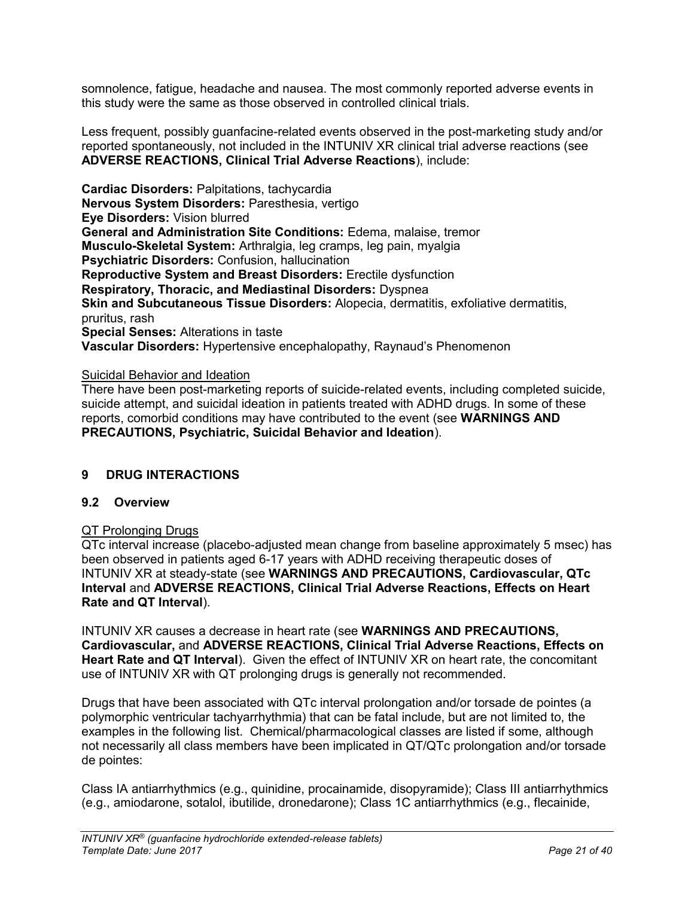somnolence, fatigue, headache and nausea. The most commonly reported adverse events in this study were the same as those observed in controlled clinical trials.

Less frequent, possibly guanfacine-related events observed in the post-marketing study and/or reported spontaneously, not included in the INTUNIV XR clinical trial adverse reactions (see **ADVERSE REACTIONS, Clinical Trial Adverse Reactions**), include:

**Cardiac Disorders:** Palpitations, tachycardia
**Nervous System Disorders:** Paresthesia, vertigo
**Eye Disorders:** Vision blurred
**General and Administration Site Conditions:** Edema, malaise, tremor
**Musculo-Skeletal System:** Arthralgia, leg cramps, leg pain, myalgia
**Psychiatric Disorders:** Confusion, hallucination
**Reproductive System and Breast Disorders:** Erectile dysfunction
**Respiratory, Thoracic, and Mediastinal Disorders:** Dyspnea
**Skin and Subcutaneous Tissue Disorders:** Alopecia, dermatitis, exfoliative dermatitis, pruritus, rash
**Special Senses:** Alterations in taste
**Vascular Disorders:** Hypertensive encephalopathy, Raynaud's Phenomenon

Suicidal Behavior and Ideation

There have been post-marketing reports of suicide-related events, including completed suicide, suicide attempt, and suicidal ideation in patients treated with ADHD drugs. In some of these reports, comorbid conditions may have contributed to the event (see **WARNINGS AND PRECAUTIONS, Psychiatric, Suicidal Behavior and Ideation**).

## 9 DRUG INTERACTIONS

### 9.2 Overview

QT Prolonging Drugs

QTc interval increase (placebo-adjusted mean change from baseline approximately 5 msec) has been observed in patients aged 6-17 years with ADHD receiving therapeutic doses of INTUNIV XR at steady-state (see **WARNINGS AND PRECAUTIONS, Cardiovascular, QTc Interval** and **ADVERSE REACTIONS, Clinical Trial Adverse Reactions, Effects on Heart Rate and QT Interval**).

INTUNIV XR causes a decrease in heart rate (see **WARNINGS AND PRECAUTIONS, Cardiovascular,** and **ADVERSE REACTIONS, Clinical Trial Adverse Reactions, Effects on Heart Rate and QT Interval**). Given the effect of INTUNIV XR on heart rate, the concomitant use of INTUNIV XR with QT prolonging drugs is generally not recommended.

Drugs that have been associated with QTc interval prolongation and/or torsade de pointes (a polymorphic ventricular tachyarrhythmia) that can be fatal include, but are not limited to, the examples in the following list. Chemical/pharmacological classes are listed if some, although not necessarily all class members have been implicated in QT/QTc prolongation and/or torsade de pointes:

Class IA antiarrhythmics (e.g., quinidine, procainamide, disopyramide); Class III antiarrhythmics (e.g., amiodarone, sotalol, ibutilide, dronedarone); Class 1C antiarrhythmics (e.g., flecainide,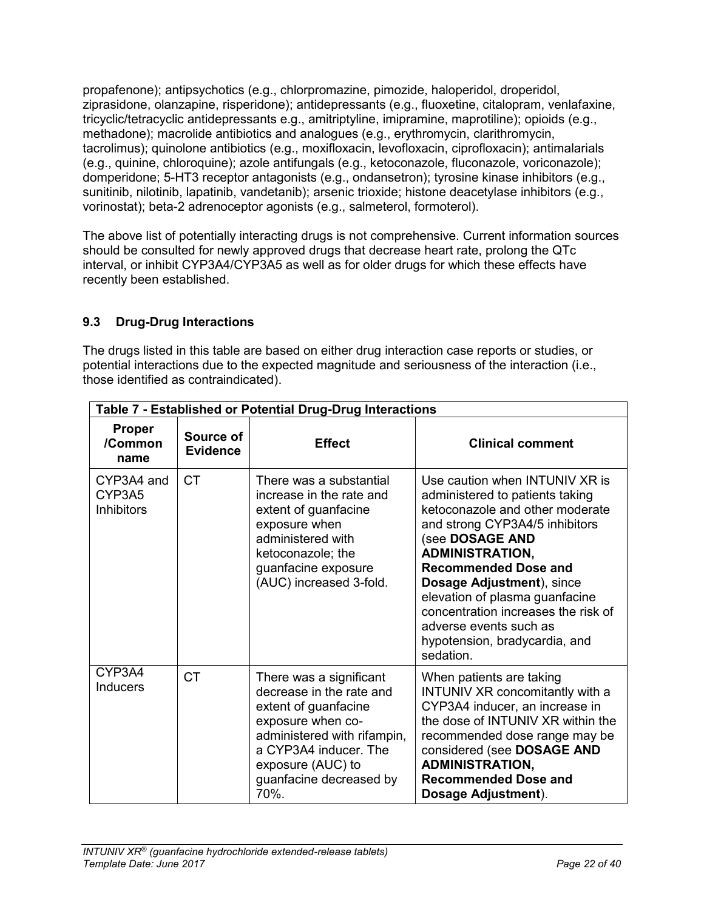propafenone); antipsychotics (e.g., chlorpromazine, pimozide, haloperidol, droperidol, ziprasidone, olanzapine, risperidone); antidepressants (e.g., fluoxetine, citalopram, venlafaxine, tricyclic/tetracyclic antidepressants e.g., amitriptyline, imipramine, maprotiline); opioids (e.g., methadone); macrolide antibiotics and analogues (e.g., erythromycin, clarithromycin, tacrolimus); quinolone antibiotics (e.g., moxifloxacin, levofloxacin, ciprofloxacin); antimalarials (e.g., quinine, chloroquine); azole antifungals (e.g., ketoconazole, fluconazole, voriconazole); domperidone; 5-HT3 receptor antagonists (e.g., ondansetron); tyrosine kinase inhibitors (e.g., sunitinib, nilotinib, lapatinib, vandetanib); arsenic trioxide; histone deacetylase inhibitors (e.g., vorinostat); beta-2 adrenoceptor agonists (e.g., salmeterol, formoterol).

The above list of potentially interacting drugs is not comprehensive. Current information sources should be consulted for newly approved drugs that decrease heart rate, prolong the QTc interval, or inhibit CYP3A4/CYP3A5 as well as for older drugs for which these effects have recently been established.

### 9.3 Drug-Drug Interactions

The drugs listed in this table are based on either drug interaction case reports or studies, or potential interactions due to the expected magnitude and seriousness of the interaction (i.e., those identified as contraindicated).

**Table 7 - Established or Potential Drug-Drug Interactions**

| Proper /Common name | Source of Evidence | Effect | Clinical comment |
|---|---|---|---|
| CYP3A4 and CYP3A5 Inhibitors | CT | There was a substantial increase in the rate and extent of guanfacine exposure when administered with ketoconazole; the guanfacine exposure (AUC) increased 3-fold. | Use caution when INTUNIV XR is administered to patients taking ketoconazole and other moderate and strong CYP3A4/5 inhibitors (see **DOSAGE AND ADMINISTRATION, Recommended Dose and Dosage Adjustment**), since elevation of plasma guanfacine concentration increases the risk of adverse events such as hypotension, bradycardia, and sedation. |
| CYP3A4 Inducers | CT | There was a significant decrease in the rate and extent of guanfacine exposure when co-administered with rifampin, a CYP3A4 inducer. The exposure (AUC) to guanfacine decreased by 70%. | When patients are taking INTUNIV XR concomitantly with a CYP3A4 inducer, an increase in the dose of INTUNIV XR within the recommended dose range may be considered (see **DOSAGE AND ADMINISTRATION, Recommended Dose and Dosage Adjustment**). |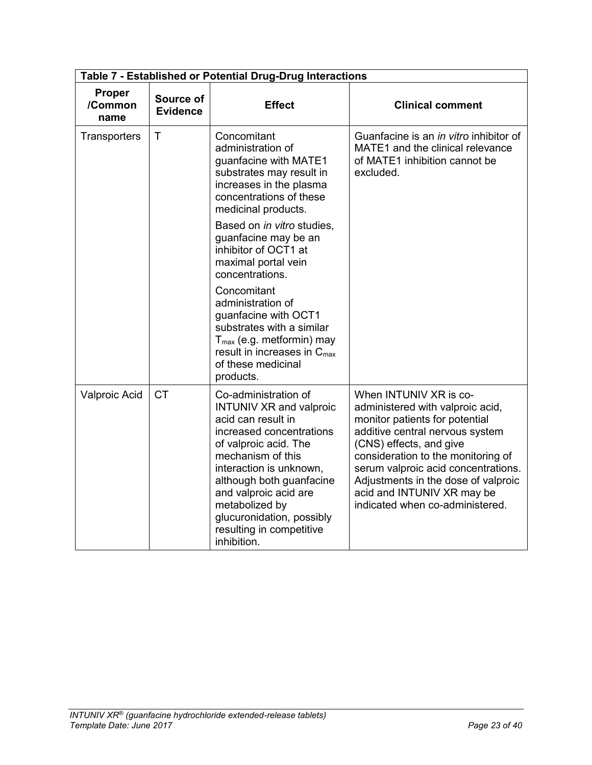**Table 7 - Established or Potential Drug-Drug Interactions**

| Proper /Common name | Source of Evidence | Effect | Clinical comment |
|---|---|---|---|
| Transporters | T | Concomitant administration of guanfacine with MATE1 substrates may result in increases in the plasma concentrations of these medicinal products.<br><br>Based on *in vitro* studies, guanfacine may be an inhibitor of OCT1 at maximal portal vein concentrations.<br><br>Concomitant administration of guanfacine with OCT1 substrates with a similar $T_{max}$ (e.g. metformin) may result in increases in $C_{max}$ of these medicinal products. | Guanfacine is an *in vitro* inhibitor of MATE1 and the clinical relevance of MATE1 inhibition cannot be excluded. |
| Valproic Acid | CT | Co-administration of INTUNIV XR and valproic acid can result in increased concentrations of valproic acid. The mechanism of this interaction is unknown, although both guanfacine and valproic acid are metabolized by glucuronidation, possibly resulting in competitive inhibition. | When INTUNIV XR is co-administered with valproic acid, monitor patients for potential additive central nervous system (CNS) effects, and give consideration to the monitoring of serum valproic acid concentrations. Adjustments in the dose of valproic acid and INTUNIV XR may be indicated when co-administered. |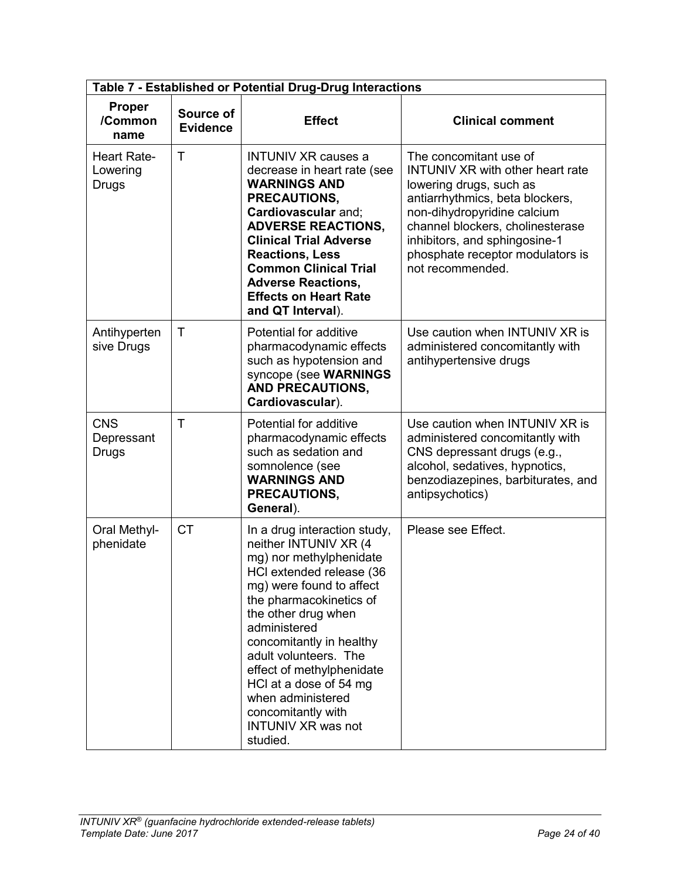**Table 7 - Established or Potential Drug-Drug Interactions**

| Proper /Common name | Source of Evidence | Effect | Clinical comment |
|---|---|---|---|
| Heart Rate-Lowering Drugs | T | INTUNIV XR causes a decrease in heart rate (see **WARNINGS AND PRECAUTIONS, Cardiovascular** and; **ADVERSE REACTIONS, Clinical Trial Adverse Reactions, Less Common Clinical Trial Adverse Reactions, Effects on Heart Rate and QT Interval**). | The concomitant use of INTUNIV XR with other heart rate lowering drugs, such as antiarrhythmics, beta blockers, non-dihydropyridine calcium channel blockers, cholinesterase inhibitors, and sphingosine-1 phosphate receptor modulators is not recommended. |
| Antihypertensive Drugs | T | Potential for additive pharmacodynamic effects such as hypotension and syncope (see **WARNINGS AND PRECAUTIONS, Cardiovascular**). | Use caution when INTUNIV XR is administered concomitantly with antihypertensive drugs |
| CNS Depressant Drugs | T | Potential for additive pharmacodynamic effects such as sedation and somnolence (see **WARNINGS AND PRECAUTIONS, General**). | Use caution when INTUNIV XR is administered concomitantly with CNS depressant drugs (e.g., alcohol, sedatives, hypnotics, benzodiazepines, barbiturates, and antipsychotics) |
| Oral Methyl-phenidate | CT | In a drug interaction study, neither INTUNIV XR (4 mg) nor methylphenidate HCl extended release (36 mg) were found to affect the pharmacokinetics of the other drug when administered concomitantly in healthy adult volunteers. The effect of methylphenidate HCl at a dose of 54 mg when administered concomitantly with INTUNIV XR was not studied. | Please see Effect. |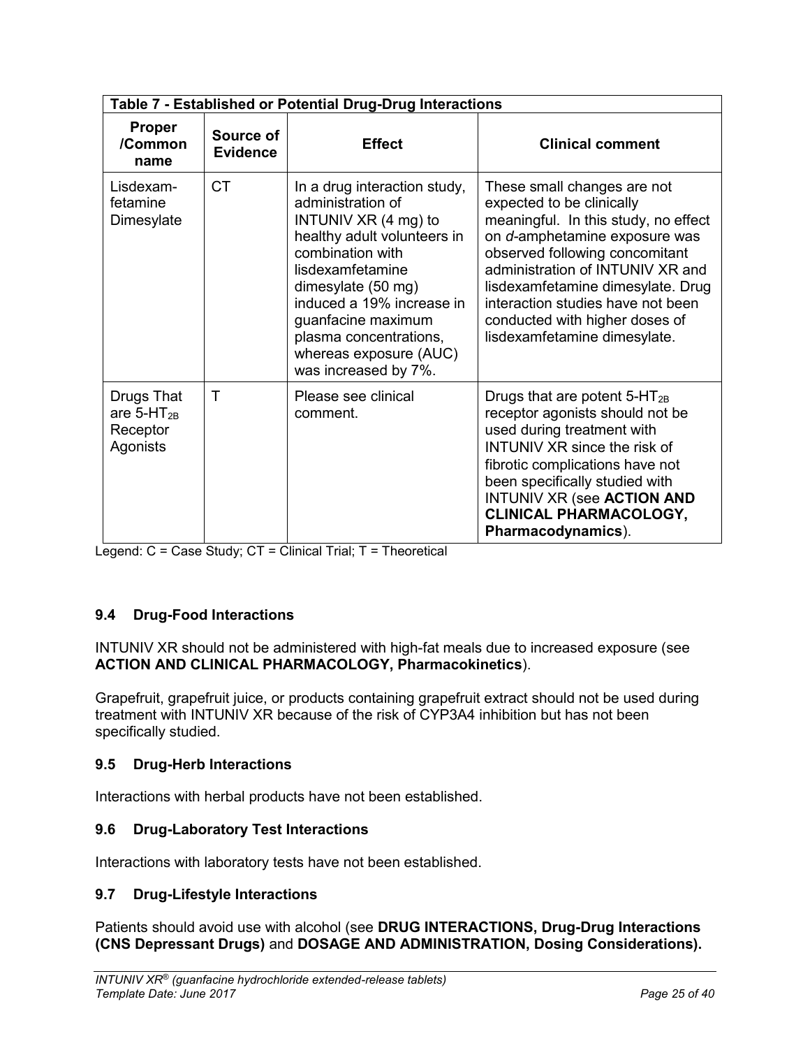| Table 7 - Established or Potential Drug-Drug Interactions | | | |
|---|---|---|---|
| **Proper /Common name** | **Source of Evidence** | **Effect** | **Clinical comment** |
| Lisdexam-fetamine Dimesylate | CT | In a drug interaction study, administration of INTUNIV XR (4 mg) to healthy adult volunteers in combination with lisdexamfetamine dimesylate (50 mg) induced a 19% increase in guanfacine maximum plasma concentrations, whereas exposure (AUC) was increased by 7%. | These small changes are not expected to be clinically meaningful. In this study, no effect on *d*-amphetamine exposure was observed following concomitant administration of INTUNIV XR and lisdexamfetamine dimesylate. Drug interaction studies have not been conducted with higher doses of lisdexamfetamine dimesylate. |
| Drugs That are 5-$HT_{2B}$ Receptor Agonists | T | Please see clinical comment. | Drugs that are potent 5-$HT_{2B}$ receptor agonists should not be used during treatment with INTUNIV XR since the risk of fibrotic complications have not been specifically studied with INTUNIV XR (see **ACTION AND CLINICAL PHARMACOLOGY, Pharmacodynamics**). |

Legend: C = Case Study; CT = Clinical Trial; T = Theoretical

### 9.4 Drug-Food Interactions

INTUNIV XR should not be administered with high-fat meals due to increased exposure (see **ACTION AND CLINICAL PHARMACOLOGY, Pharmacokinetics**).

Grapefruit, grapefruit juice, or products containing grapefruit extract should not be used during treatment with INTUNIV XR because of the risk of CYP3A4 inhibition but has not been specifically studied.

### 9.5 Drug-Herb Interactions

Interactions with herbal products have not been established.

### 9.6 Drug-Laboratory Test Interactions

Interactions with laboratory tests have not been established.

### 9.7 Drug-Lifestyle Interactions

Patients should avoid use with alcohol (see **DRUG INTERACTIONS, Drug-Drug Interactions (CNS Depressant Drugs)** and **DOSAGE AND ADMINISTRATION, Dosing Considerations).**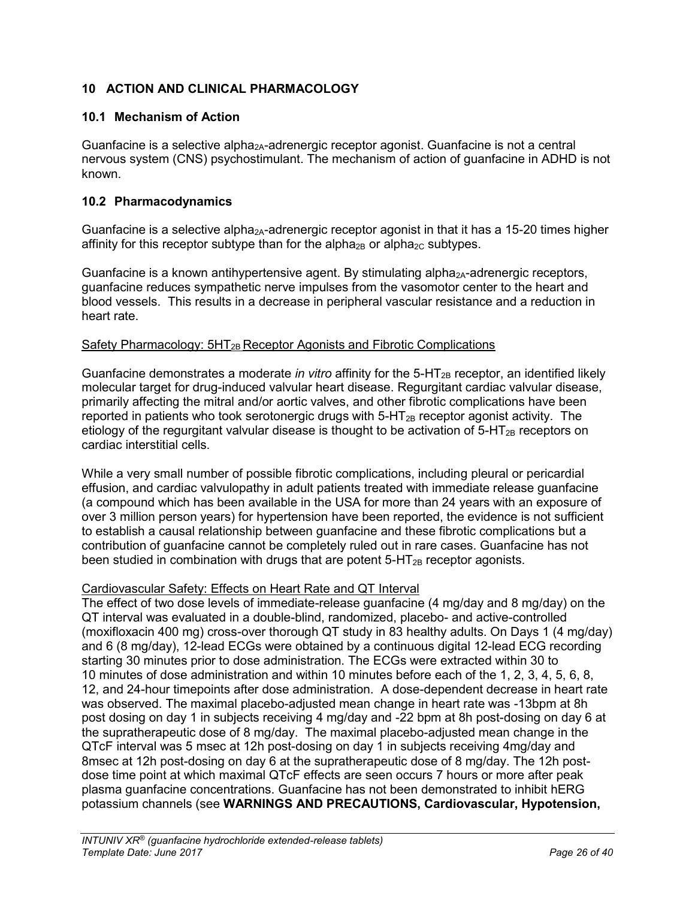## 10 ACTION AND CLINICAL PHARMACOLOGY

### 10.1 Mechanism of Action

Guanfacine is a selective alpha$_{2A}$-adrenergic receptor agonist. Guanfacine is not a central nervous system (CNS) psychostimulant. The mechanism of action of guanfacine in ADHD is not known.

### 10.2 Pharmacodynamics

Guanfacine is a selective alpha$_{2A}$-adrenergic receptor agonist in that it has a 15-20 times higher affinity for this receptor subtype than for the alpha$_{2B}$ or alpha$_{2C}$ subtypes.

Guanfacine is a known antihypertensive agent. By stimulating alpha$_{2A}$-adrenergic receptors, guanfacine reduces sympathetic nerve impulses from the vasomotor center to the heart and blood vessels. This results in a decrease in peripheral vascular resistance and a reduction in heart rate.

Safety Pharmacology: 5HT$_{2B}$ Receptor Agonists and Fibrotic Complications

Guanfacine demonstrates a moderate *in vitro* affinity for the 5-HT$_{2B}$ receptor, an identified likely molecular target for drug-induced valvular heart disease. Regurgitant cardiac valvular disease, primarily affecting the mitral and/or aortic valves, and other fibrotic complications have been reported in patients who took serotonergic drugs with 5-HT$_{2B}$ receptor agonist activity. The etiology of the regurgitant valvular disease is thought to be activation of 5-HT$_{2B}$ receptors on cardiac interstitial cells.

While a very small number of possible fibrotic complications, including pleural or pericardial effusion, and cardiac valvulopathy in adult patients treated with immediate release guanfacine (a compound which has been available in the USA for more than 24 years with an exposure of over 3 million person years) for hypertension have been reported, the evidence is not sufficient to establish a causal relationship between guanfacine and these fibrotic complications but a contribution of guanfacine cannot be completely ruled out in rare cases. Guanfacine has not been studied in combination with drugs that are potent 5-HT$_{2B}$ receptor agonists.

Cardiovascular Safety: Effects on Heart Rate and QT Interval

The effect of two dose levels of immediate-release guanfacine (4 mg/day and 8 mg/day) on the QT interval was evaluated in a double-blind, randomized, placebo- and active-controlled (moxifloxacin 400 mg) cross-over thorough QT study in 83 healthy adults. On Days 1 (4 mg/day) and 6 (8 mg/day), 12-lead ECGs were obtained by a continuous digital 12-lead ECG recording starting 30 minutes prior to dose administration. The ECGs were extracted within 30 to 10 minutes of dose administration and within 10 minutes before each of the 1, 2, 3, 4, 5, 6, 8, 12, and 24-hour timepoints after dose administration. A dose-dependent decrease in heart rate was observed. The maximal placebo-adjusted mean change in heart rate was -13bpm at 8h post dosing on day 1 in subjects receiving 4 mg/day and -22 bpm at 8h post-dosing on day 6 at the supratherapeutic dose of 8 mg/day. The maximal placebo-adjusted mean change in the QTcF interval was 5 msec at 12h post-dosing on day 1 in subjects receiving 4mg/day and 8msec at 12h post-dosing on day 6 at the supratherapeutic dose of 8 mg/day. The 12h post-dose time point at which maximal QTcF effects are seen occurs 7 hours or more after peak plasma guanfacine concentrations. Guanfacine has not been demonstrated to inhibit hERG potassium channels (see **WARNINGS AND PRECAUTIONS, Cardiovascular, Hypotension,**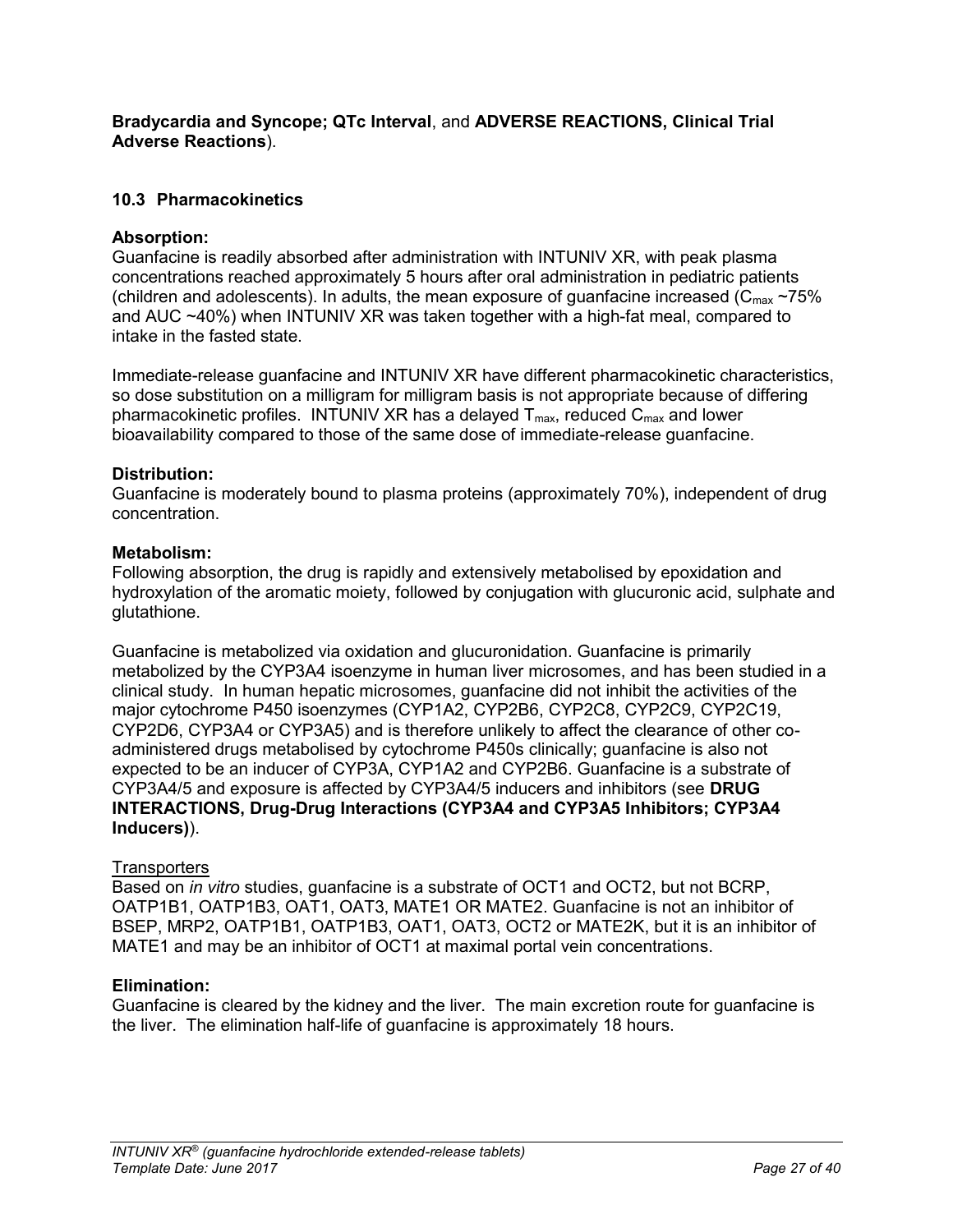**Bradycardia and Syncope; QTc Interval**, and **ADVERSE REACTIONS, Clinical Trial Adverse Reactions**).

### 10.3 Pharmacokinetics

**Absorption:**
Guanfacine is readily absorbed after administration with INTUNIV XR, with peak plasma concentrations reached approximately 5 hours after oral administration in pediatric patients (children and adolescents). In adults, the mean exposure of guanfacine increased ($C_{max}$ ~75% and AUC ~40%) when INTUNIV XR was taken together with a high-fat meal, compared to intake in the fasted state.

Immediate-release guanfacine and INTUNIV XR have different pharmacokinetic characteristics, so dose substitution on a milligram for milligram basis is not appropriate because of differing pharmacokinetic profiles. INTUNIV XR has a delayed $T_{max}$, reduced $C_{max}$ and lower bioavailability compared to those of the same dose of immediate-release guanfacine.

**Distribution:**
Guanfacine is moderately bound to plasma proteins (approximately 70%), independent of drug concentration.

**Metabolism:**
Following absorption, the drug is rapidly and extensively metabolised by epoxidation and hydroxylation of the aromatic moiety, followed by conjugation with glucuronic acid, sulphate and glutathione.

Guanfacine is metabolized via oxidation and glucuronidation. Guanfacine is primarily metabolized by the CYP3A4 isoenzyme in human liver microsomes, and has been studied in a clinical study. In human hepatic microsomes, guanfacine did not inhibit the activities of the major cytochrome P450 isoenzymes (CYP1A2, CYP2B6, CYP2C8, CYP2C9, CYP2C19, CYP2D6, CYP3A4 or CYP3A5) and is therefore unlikely to affect the clearance of other co-administered drugs metabolised by cytochrome P450s clinically; guanfacine is also not expected to be an inducer of CYP3A, CYP1A2 and CYP2B6. Guanfacine is a substrate of CYP3A4/5 and exposure is affected by CYP3A4/5 inducers and inhibitors (see **DRUG INTERACTIONS, Drug-Drug Interactions (CYP3A4 and CYP3A5 Inhibitors; CYP3A4 Inducers)**).

Transporters
Based on *in vitro* studies, guanfacine is a substrate of OCT1 and OCT2, but not BCRP, OATP1B1, OATP1B3, OAT1, OAT3, MATE1 OR MATE2. Guanfacine is not an inhibitor of BSEP, MRP2, OATP1B1, OATP1B3, OAT1, OAT3, OCT2 or MATE2K, but it is an inhibitor of MATE1 and may be an inhibitor of OCT1 at maximal portal vein concentrations.

**Elimination:**
Guanfacine is cleared by the kidney and the liver. The main excretion route for guanfacine is the liver. The elimination half-life of guanfacine is approximately 18 hours.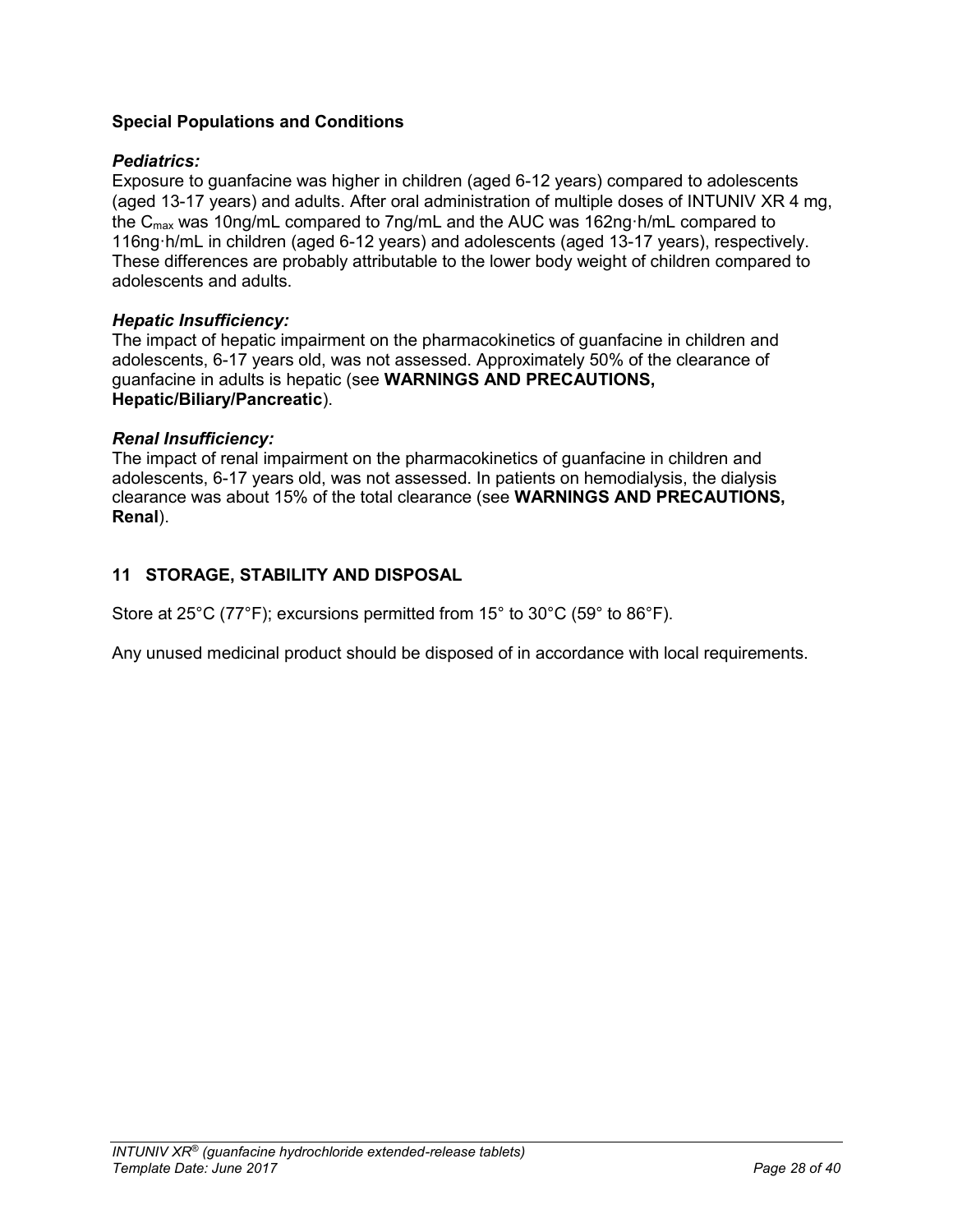### Special Populations and Conditions

***Pediatrics:***
Exposure to guanfacine was higher in children (aged 6-12 years) compared to adolescents (aged 13-17 years) and adults. After oral administration of multiple doses of INTUNIV XR 4 mg, the $C_{max}$ was 10ng/mL compared to 7ng/mL and the AUC was 162ng·h/mL compared to 116ng·h/mL in children (aged 6-12 years) and adolescents (aged 13-17 years), respectively. These differences are probably attributable to the lower body weight of children compared to adolescents and adults.

***Hepatic Insufficiency:***
The impact of hepatic impairment on the pharmacokinetics of guanfacine in children and adolescents, 6-17 years old, was not assessed. Approximately 50% of the clearance of guanfacine in adults is hepatic (see **WARNINGS AND PRECAUTIONS, Hepatic/Biliary/Pancreatic**).

***Renal Insufficiency:***
The impact of renal impairment on the pharmacokinetics of guanfacine in children and adolescents, 6-17 years old, was not assessed. In patients on hemodialysis, the dialysis clearance was about 15% of the total clearance (see **WARNINGS AND PRECAUTIONS, Renal**).

## 11 STORAGE, STABILITY AND DISPOSAL

Store at 25°C (77°F); excursions permitted from 15° to 30°C (59° to 86°F).

Any unused medicinal product should be disposed of in accordance with local requirements.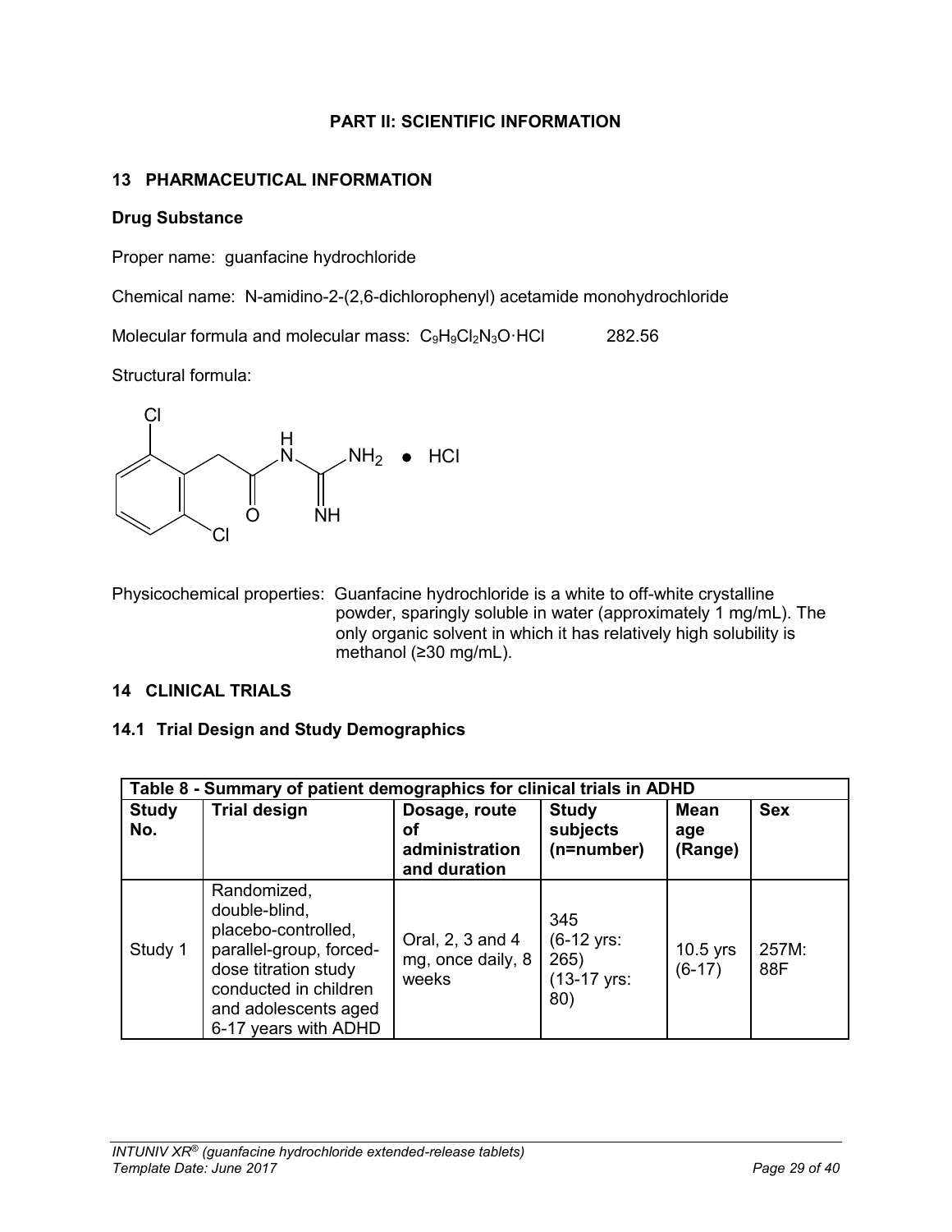# PART II: SCIENTIFIC INFORMATION

## 13 PHARMACEUTICAL INFORMATION

**Drug Substance**

Proper name: guanfacine hydrochloride

Chemical name: N-amidino-2-(2,6-dichlorophenyl) acetamide monohydrochloride

Molecular formula and molecular mass: $C_9H_9Cl_2N_3O \cdot HCl$ 282.56

Structural formula:

Physicochemical properties: Guanfacine hydrochloride is a white to off-white crystalline powder, sparingly soluble in water (approximately 1 mg/mL). The only organic solvent in which it has relatively high solubility is methanol (≥30 mg/mL).

## 14 CLINICAL TRIALS

### 14.1 Trial Design and Study Demographics

| Table 8 - Summary of patient demographics for clinical trials in ADHD | | | | | |
|---|---|---|---|---|---|
| **Study No.** | **Trial design** | **Dosage, route of administration and duration** | **Study subjects (n=number)** | **Mean age (Range)** | **Sex** |
| Study 1 | Randomized, double-blind, placebo-controlled, parallel-group, forced-dose titration study conducted in children and adolescents aged 6-17 years with ADHD | Oral, 2, 3 and 4 mg, once daily, 8 weeks | 345 (6-12 yrs: 265) (13-17 yrs: 80) | 10.5 yrs (6-17) | 257M: 88F |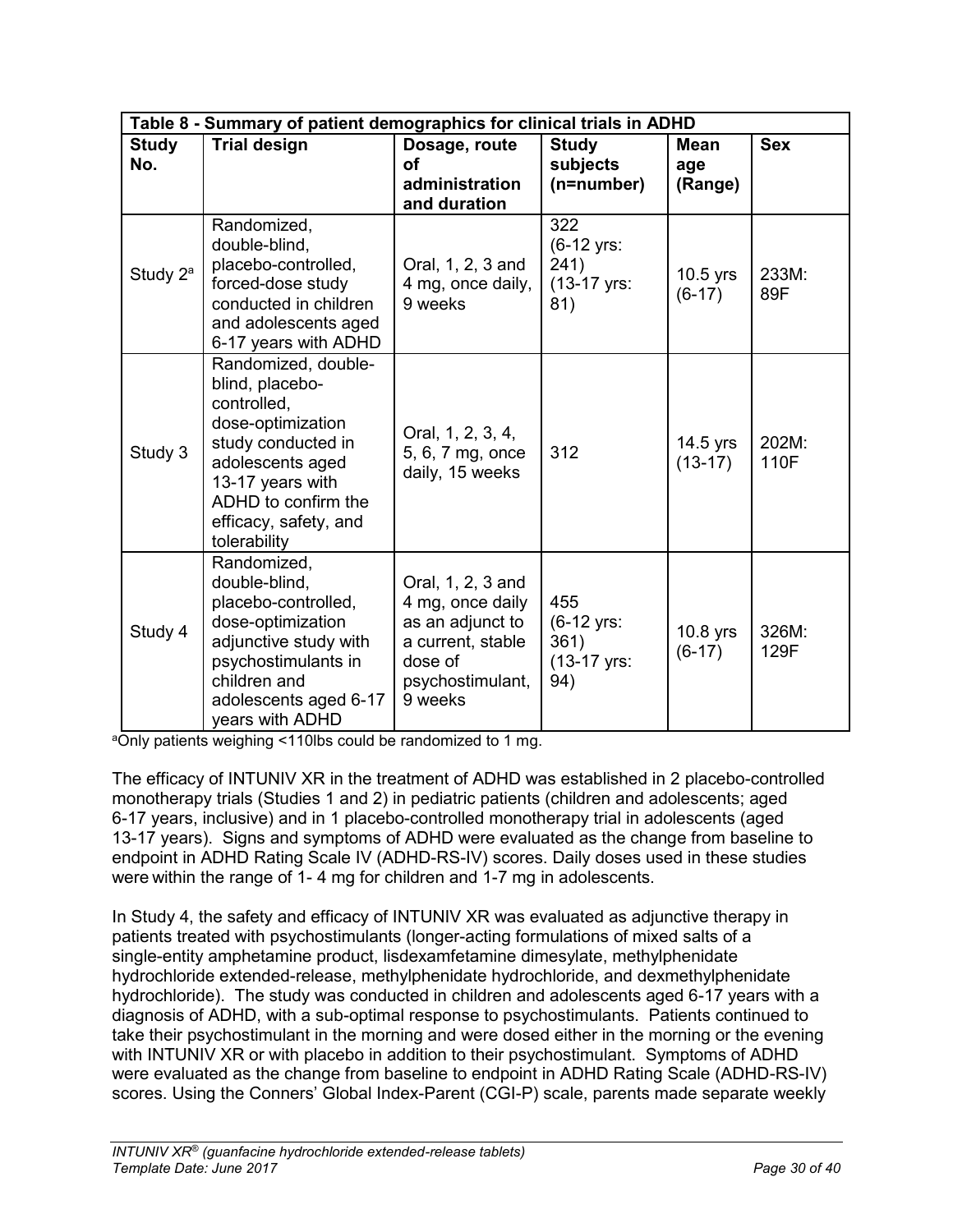| Table 8 - Summary of patient demographics for clinical trials in ADHD | | | | | |
|---|---|---|---|---|---|
| **Study No.** | **Trial design** | **Dosage, route of administration and duration** | **Study subjects (n=number)** | **Mean age (Range)** | **Sex** |
| Study 2[a] | Randomized, double-blind, placebo-controlled, forced-dose study conducted in children and adolescents aged 6-17 years with ADHD | Oral, 1, 2, 3 and 4 mg, once daily, 9 weeks | 322 (6-12 yrs: 241) (13-17 yrs: 81) | 10.5 yrs (6-17) | 233M: 89F |
| Study 3 | Randomized, double-blind, placebo-controlled, dose-optimization study conducted in adolescents aged 13-17 years with ADHD to confirm the efficacy, safety, and tolerability | Oral, 1, 2, 3, 4, 5, 6, 7 mg, once daily, 15 weeks | 312 | 14.5 yrs (13-17) | 202M: 110F |
| Study 4 | Randomized, double-blind, placebo-controlled, dose-optimization adjunctive study with psychostimulants in children and adolescents aged 6-17 years with ADHD | Oral, 1, 2, 3 and 4 mg, once daily as an adjunct to a current, stable dose of psychostimulant, 9 weeks | 455 (6-12 yrs: 361) (13-17 yrs: 94) | 10.8 yrs (6-17) | 326M: 129F |

[a]Only patients weighing <110lbs could be randomized to 1 mg.

The efficacy of INTUNIV XR in the treatment of ADHD was established in 2 placebo-controlled monotherapy trials (Studies 1 and 2) in pediatric patients (children and adolescents; aged 6-17 years, inclusive) and in 1 placebo-controlled monotherapy trial in adolescents (aged 13-17 years). Signs and symptoms of ADHD were evaluated as the change from baseline to endpoint in ADHD Rating Scale IV (ADHD-RS-IV) scores. Daily doses used in these studies were within the range of 1- 4 mg for children and 1-7 mg in adolescents.

In Study 4, the safety and efficacy of INTUNIV XR was evaluated as adjunctive therapy in patients treated with psychostimulants (longer-acting formulations of mixed salts of a single-entity amphetamine product, lisdexamfetamine dimesylate, methylphenidate hydrochloride extended-release, methylphenidate hydrochloride, and dexmethylphenidate hydrochloride). The study was conducted in children and adolescents aged 6-17 years with a diagnosis of ADHD, with a sub-optimal response to psychostimulants. Patients continued to take their psychostimulant in the morning and were dosed either in the morning or the evening with INTUNIV XR or with placebo in addition to their psychostimulant. Symptoms of ADHD were evaluated as the change from baseline to endpoint in ADHD Rating Scale (ADHD-RS-IV) scores. Using the Conners' Global Index-Parent (CGI-P) scale, parents made separate weekly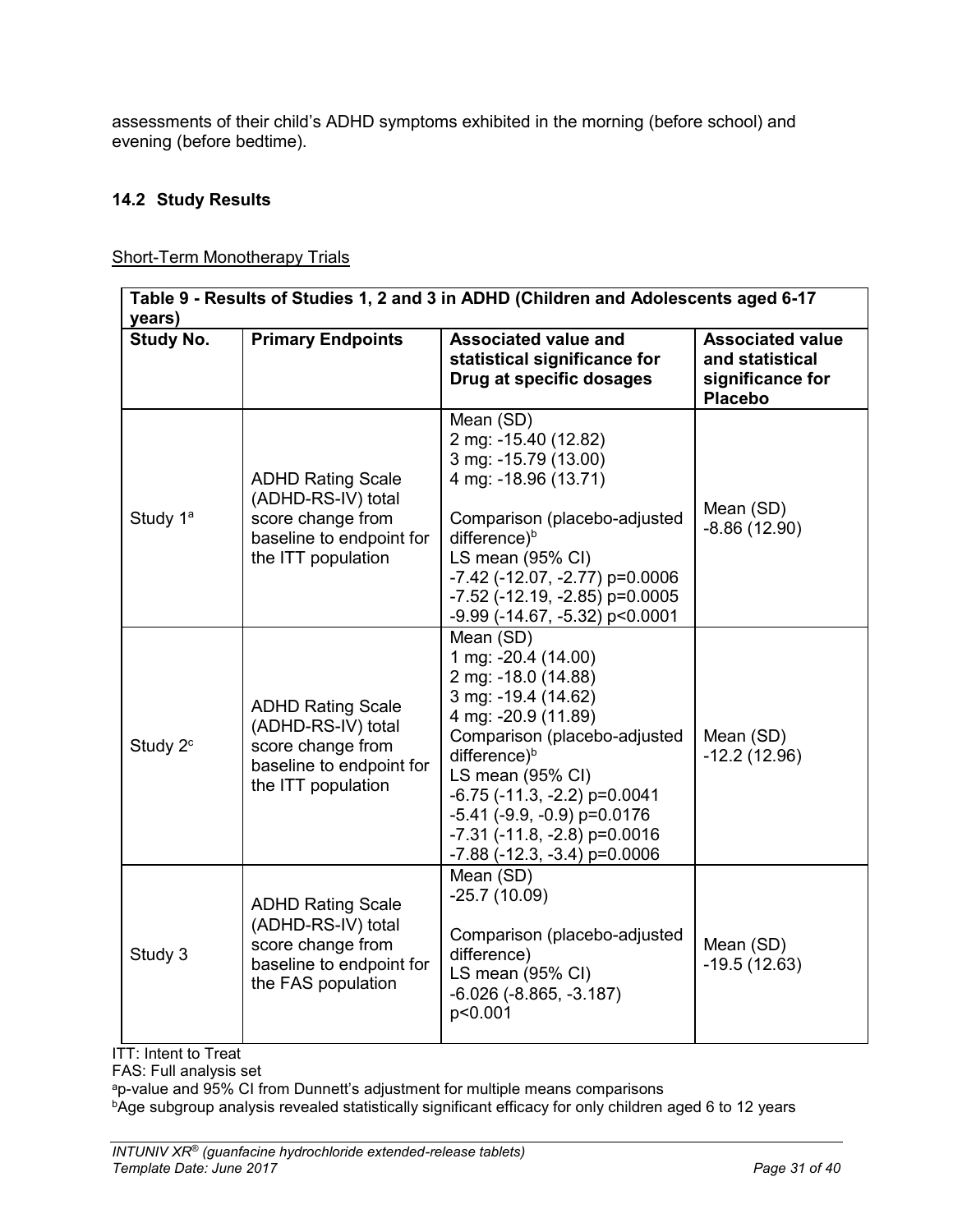assessments of their child's ADHD symptoms exhibited in the morning (before school) and evening (before bedtime).

## 14.2 Study Results

Short-Term Monotherapy Trials

| Table 9 - Results of Studies 1, 2 and 3 in ADHD (Children and Adolescents aged 6-17 years) | | | |
|---|---|---|---|
| **Study No.** | **Primary Endpoints** | **Associated value and statistical significance for Drug at specific dosages** | **Associated value and statistical significance for Placebo** |
| Study 1[a] | ADHD Rating Scale (ADHD-RS-IV) total score change from baseline to endpoint for the ITT population | Mean (SD)<br>2 mg: -15.40 (12.82)<br>3 mg: -15.79 (13.00)<br>4 mg: -18.96 (13.71)<br><br>Comparison (placebo-adjusted difference)[b]<br>LS mean (95% CI)<br>-7.42 (-12.07, -2.77) p=0.0006<br>-7.52 (-12.19, -2.85) p=0.0005<br>-9.99 (-14.67, -5.32) p<0.0001 | Mean (SD)<br>-8.86 (12.90) |
| Study 2[c] | ADHD Rating Scale (ADHD-RS-IV) total score change from baseline to endpoint for the ITT population | Mean (SD)<br>1 mg: -20.4 (14.00)<br>2 mg: -18.0 (14.88)<br>3 mg: -19.4 (14.62)<br>4 mg: -20.9 (11.89)<br>Comparison (placebo-adjusted difference)[b]<br>LS mean (95% CI)<br>-6.75 (-11.3, -2.2) p=0.0041<br>-5.41 (-9.9, -0.9) p=0.0176<br>-7.31 (-11.8, -2.8) p=0.0016<br>-7.88 (-12.3, -3.4) p=0.0006 | Mean (SD)<br>-12.2 (12.96) |
| Study 3 | ADHD Rating Scale (ADHD-RS-IV) total score change from baseline to endpoint for the FAS population | Mean (SD)<br>-25.7 (10.09)<br><br>Comparison (placebo-adjusted difference)<br>LS mean (95% CI)<br>-6.026 (-8.865, -3.187)<br>p<0.001 | Mean (SD)<br>-19.5 (12.63) |

ITT: Intent to Treat

FAS: Full analysis set

[a]p-value and 95% CI from Dunnett's adjustment for multiple means comparisons

[b]Age subgroup analysis revealed statistically significant efficacy for only children aged 6 to 12 years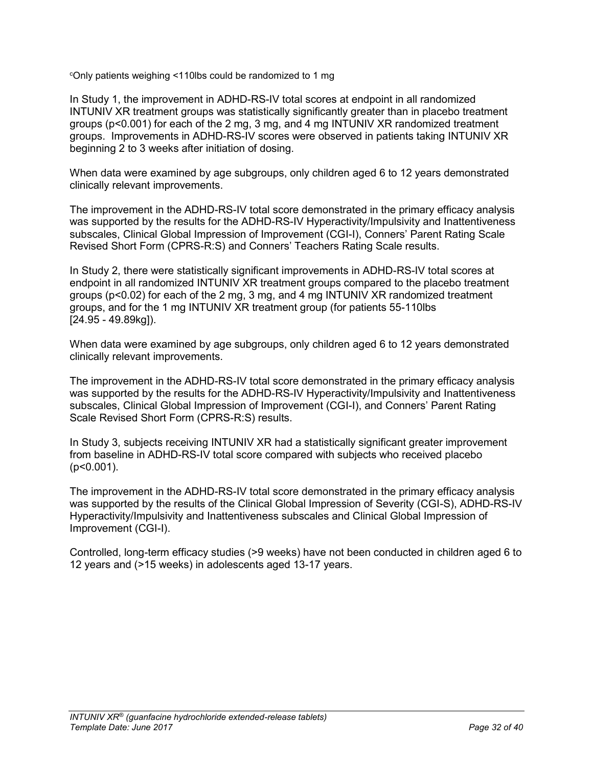[c]Only patients weighing <110lbs could be randomized to 1 mg

In Study 1, the improvement in ADHD-RS-IV total scores at endpoint in all randomized INTUNIV XR treatment groups was statistically significantly greater than in placebo treatment groups ($p<0.001$) for each of the 2 mg, 3 mg, and 4 mg INTUNIV XR randomized treatment groups. Improvements in ADHD-RS-IV scores were observed in patients taking INTUNIV XR beginning 2 to 3 weeks after initiation of dosing.

When data were examined by age subgroups, only children aged 6 to 12 years demonstrated clinically relevant improvements.

The improvement in the ADHD-RS-IV total score demonstrated in the primary efficacy analysis was supported by the results for the ADHD-RS-IV Hyperactivity/Impulsivity and Inattentiveness subscales, Clinical Global Impression of Improvement (CGI-I), Conners' Parent Rating Scale Revised Short Form (CPRS-R:S) and Conners' Teachers Rating Scale results.

In Study 2, there were statistically significant improvements in ADHD-RS-IV total scores at endpoint in all randomized INTUNIV XR treatment groups compared to the placebo treatment groups ($p<0.02$) for each of the 2 mg, 3 mg, and 4 mg INTUNIV XR randomized treatment groups, and for the 1 mg INTUNIV XR treatment group (for patients 55-110lbs [24.95 - 49.89kg]).

When data were examined by age subgroups, only children aged 6 to 12 years demonstrated clinically relevant improvements.

The improvement in the ADHD-RS-IV total score demonstrated in the primary efficacy analysis was supported by the results for the ADHD-RS-IV Hyperactivity/Impulsivity and Inattentiveness subscales, Clinical Global Impression of Improvement (CGI-I), and Conners' Parent Rating Scale Revised Short Form (CPRS-R:S) results.

In Study 3, subjects receiving INTUNIV XR had a statistically significant greater improvement from baseline in ADHD-RS-IV total score compared with subjects who received placebo ($p<0.001$).

The improvement in the ADHD-RS-IV total score demonstrated in the primary efficacy analysis was supported by the results of the Clinical Global Impression of Severity (CGI-S), ADHD-RS-IV Hyperactivity/Impulsivity and Inattentiveness subscales and Clinical Global Impression of Improvement (CGI-I).

Controlled, long-term efficacy studies (>9 weeks) have not been conducted in children aged 6 to 12 years and (>15 weeks) in adolescents aged 13-17 years.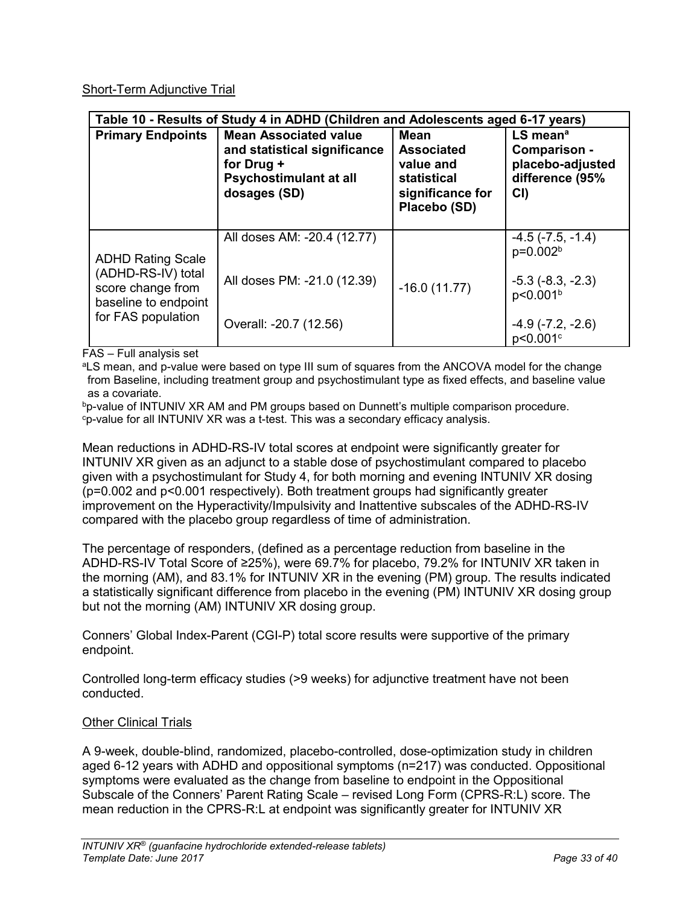Short-Term Adjunctive Trial

| Table 10 - Results of Study 4 in ADHD (Children and Adolescents aged 6-17 years) | | | |
|---|---|---|---|
| **Primary Endpoints** | **Mean Associated value and statistical significance for Drug + Psychostimulant at all dosages (SD)** | **Mean Associated value and statistical significance for Placebo (SD)** | **LS mean[a] Comparison - placebo-adjusted difference (95% CI)** |
| ADHD Rating Scale (ADHD-RS-IV) total score change from baseline to endpoint for FAS population | All doses AM: -20.4 (12.77) | -16.0 (11.77) | -4.5 (-7.5, -1.4) p=0.002[b] |
| | All doses PM: -21.0 (12.39) | | -5.3 (-8.3, -2.3) p<0.001[b] |
| | Overall: -20.7 (12.56) | | -4.9 (-7.2, -2.6) p<0.001[c] |

FAS – Full analysis set

[a]LS mean, and p-value were based on type III sum of squares from the ANCOVA model for the change from Baseline, including treatment group and psychostimulant type as fixed effects, and baseline value as a covariate.

[b]p-value of INTUNIV XR AM and PM groups based on Dunnett's multiple comparison procedure.

[c]p-value for all INTUNIV XR was a t-test. This was a secondary efficacy analysis.

Mean reductions in ADHD-RS-IV total scores at endpoint were significantly greater for INTUNIV XR given as an adjunct to a stable dose of psychostimulant compared to placebo given with a psychostimulant for Study 4, for both morning and evening INTUNIV XR dosing (p=0.002 and p<0.001 respectively). Both treatment groups had significantly greater improvement on the Hyperactivity/Impulsivity and Inattentive subscales of the ADHD-RS-IV compared with the placebo group regardless of time of administration.

The percentage of responders, (defined as a percentage reduction from baseline in the ADHD-RS-IV Total Score of ≥25%), were 69.7% for placebo, 79.2% for INTUNIV XR taken in the morning (AM), and 83.1% for INTUNIV XR in the evening (PM) group. The results indicated a statistically significant difference from placebo in the evening (PM) INTUNIV XR dosing group but not the morning (AM) INTUNIV XR dosing group.

Conners' Global Index-Parent (CGI-P) total score results were supportive of the primary endpoint.

Controlled long-term efficacy studies (>9 weeks) for adjunctive treatment have not been conducted.

Other Clinical Trials

A 9-week, double-blind, randomized, placebo-controlled, dose-optimization study in children aged 6-12 years with ADHD and oppositional symptoms (n=217) was conducted. Oppositional symptoms were evaluated as the change from baseline to endpoint in the Oppositional Subscale of the Conners' Parent Rating Scale – revised Long Form (CPRS-R:L) score. The mean reduction in the CPRS-R:L at endpoint was significantly greater for INTUNIV XR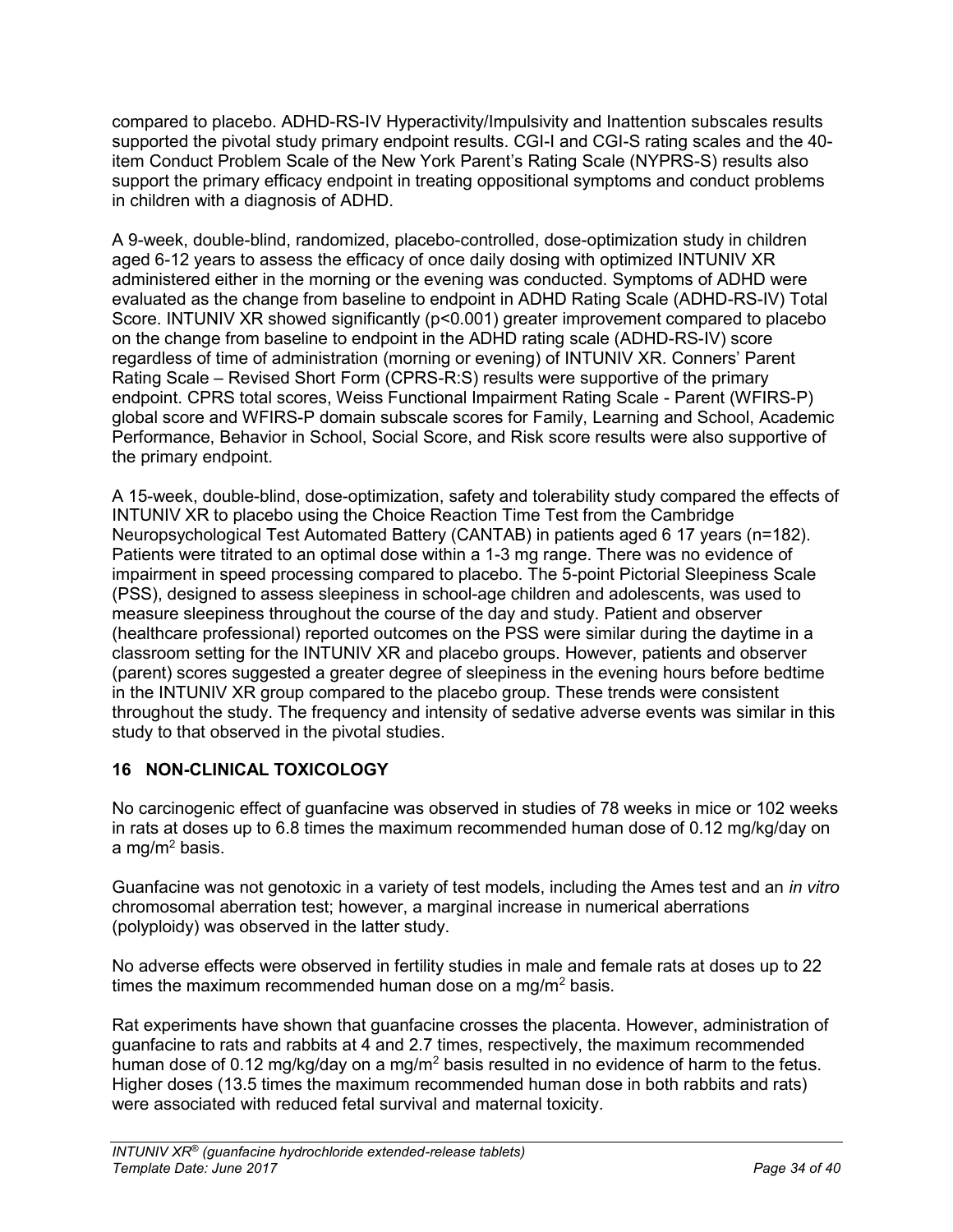compared to placebo. ADHD-RS-IV Hyperactivity/Impulsivity and Inattention subscales results supported the pivotal study primary endpoint results. CGI-I and CGI-S rating scales and the 40-item Conduct Problem Scale of the New York Parent's Rating Scale (NYPRS-S) results also support the primary efficacy endpoint in treating oppositional symptoms and conduct problems in children with a diagnosis of ADHD.

A 9-week, double-blind, randomized, placebo-controlled, dose-optimization study in children aged 6-12 years to assess the efficacy of once daily dosing with optimized INTUNIV XR administered either in the morning or the evening was conducted. Symptoms of ADHD were evaluated as the change from baseline to endpoint in ADHD Rating Scale (ADHD-RS-IV) Total Score. INTUNIV XR showed significantly ($p<0.001$) greater improvement compared to placebo on the change from baseline to endpoint in the ADHD rating scale (ADHD-RS-IV) score regardless of time of administration (morning or evening) of INTUNIV XR. Conners' Parent Rating Scale – Revised Short Form (CPRS-R:S) results were supportive of the primary endpoint. CPRS total scores, Weiss Functional Impairment Rating Scale - Parent (WFIRS-P) global score and WFIRS-P domain subscale scores for Family, Learning and School, Academic Performance, Behavior in School, Social Score, and Risk score results were also supportive of the primary endpoint.

A 15-week, double-blind, dose-optimization, safety and tolerability study compared the effects of INTUNIV XR to placebo using the Choice Reaction Time Test from the Cambridge Neuropsychological Test Automated Battery (CANTAB) in patients aged 6 17 years (n=182). Patients were titrated to an optimal dose within a 1-3 mg range. There was no evidence of impairment in speed processing compared to placebo. The 5-point Pictorial Sleepiness Scale (PSS), designed to assess sleepiness in school-age children and adolescents, was used to measure sleepiness throughout the course of the day and study. Patient and observer (healthcare professional) reported outcomes on the PSS were similar during the daytime in a classroom setting for the INTUNIV XR and placebo groups. However, patients and observer (parent) scores suggested a greater degree of sleepiness in the evening hours before bedtime in the INTUNIV XR group compared to the placebo group. These trends were consistent throughout the study. The frequency and intensity of sedative adverse events was similar in this study to that observed in the pivotal studies.

## 16 NON-CLINICAL TOXICOLOGY

No carcinogenic effect of guanfacine was observed in studies of 78 weeks in mice or 102 weeks in rats at doses up to 6.8 times the maximum recommended human dose of 0.12 mg/kg/day on a $mg/m^2$ basis.

Guanfacine was not genotoxic in a variety of test models, including the Ames test and an *in vitro* chromosomal aberration test; however, a marginal increase in numerical aberrations (polyploidy) was observed in the latter study.

No adverse effects were observed in fertility studies in male and female rats at doses up to 22 times the maximum recommended human dose on a $mg/m^2$ basis.

Rat experiments have shown that guanfacine crosses the placenta. However, administration of guanfacine to rats and rabbits at 4 and 2.7 times, respectively, the maximum recommended human dose of 0.12 mg/kg/day on a $mg/m^2$ basis resulted in no evidence of harm to the fetus. Higher doses (13.5 times the maximum recommended human dose in both rabbits and rats) were associated with reduced fetal survival and maternal toxicity.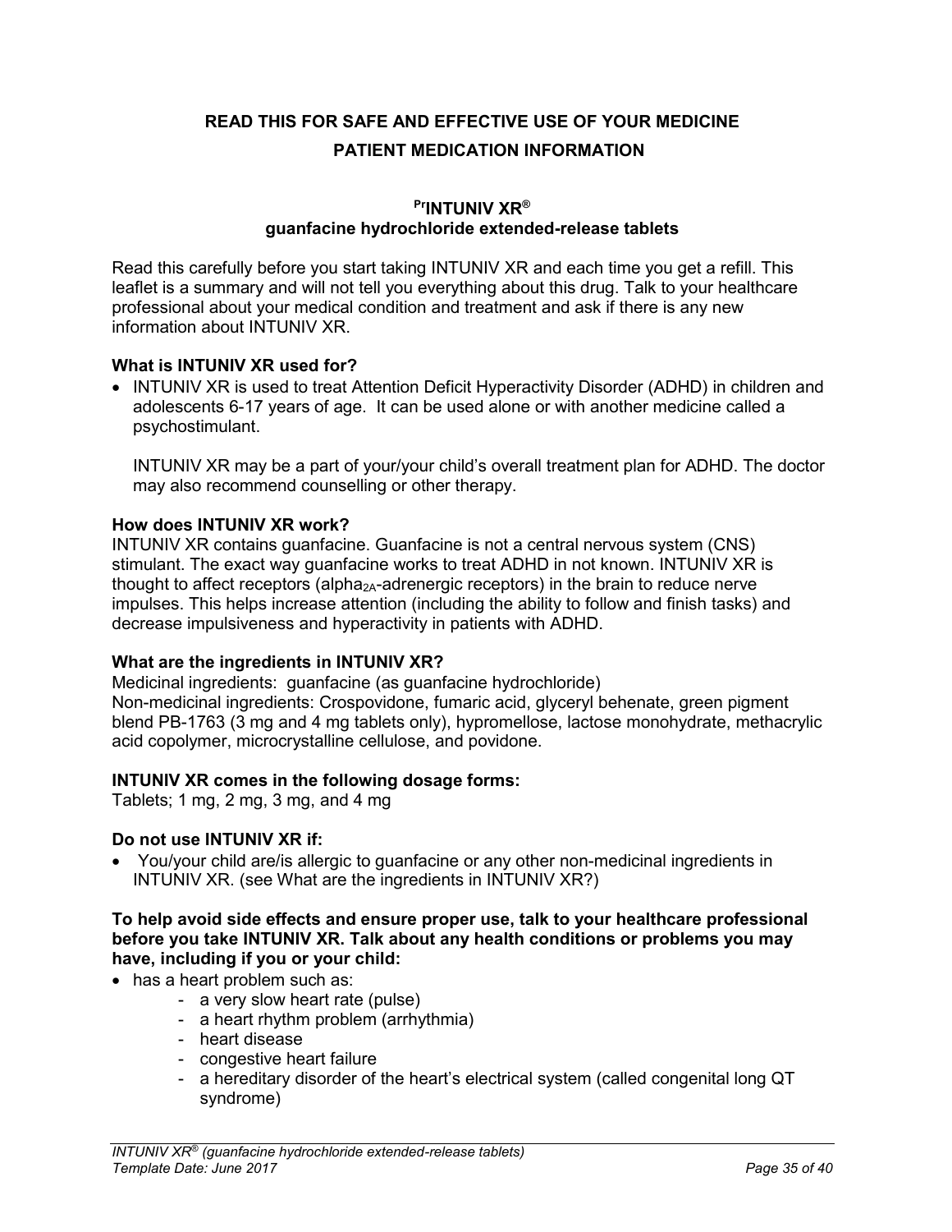**READ THIS FOR SAFE AND EFFECTIVE USE OF YOUR MEDICINE**

**PATIENT MEDICATION INFORMATION**

**PrINTUNIV XR®**
**guanfacine hydrochloride extended-release tablets**

Read this carefully before you start taking INTUNIV XR and each time you get a refill. This leaflet is a summary and will not tell you everything about this drug. Talk to your healthcare professional about your medical condition and treatment and ask if there is any new information about INTUNIV XR.

**What is INTUNIV XR used for?**

- INTUNIV XR is used to treat Attention Deficit Hyperactivity Disorder (ADHD) in children and adolescents 6-17 years of age. It can be used alone or with another medicine called a psychostimulant.

  INTUNIV XR may be a part of your/your child's overall treatment plan for ADHD. The doctor may also recommend counselling or other therapy.

**How does INTUNIV XR work?**

INTUNIV XR contains guanfacine. Guanfacine is not a central nervous system (CNS) stimulant. The exact way guanfacine works to treat ADHD in not known. INTUNIV XR is thought to affect receptors (alpha$_{2A}$-adrenergic receptors) in the brain to reduce nerve impulses. This helps increase attention (including the ability to follow and finish tasks) and decrease impulsiveness and hyperactivity in patients with ADHD.

**What are the ingredients in INTUNIV XR?**

Medicinal ingredients: guanfacine (as guanfacine hydrochloride)
Non-medicinal ingredients: Crospovidone, fumaric acid, glyceryl behenate, green pigment blend PB-1763 (3 mg and 4 mg tablets only), hypromellose, lactose monohydrate, methacrylic acid copolymer, microcrystalline cellulose, and povidone.

**INTUNIV XR comes in the following dosage forms:**

Tablets; 1 mg, 2 mg, 3 mg, and 4 mg

**Do not use INTUNIV XR if:**

- You/your child are/is allergic to guanfacine or any other non-medicinal ingredients in INTUNIV XR. (see What are the ingredients in INTUNIV XR?)

**To help avoid side effects and ensure proper use, talk to your healthcare professional before you take INTUNIV XR. Talk about any health conditions or problems you may have, including if you or your child:**

- has a heart problem such as:
  - a very slow heart rate (pulse)
  - a heart rhythm problem (arrhythmia)
  - heart disease
  - congestive heart failure
  - a hereditary disorder of the heart's electrical system (called congenital long QT syndrome)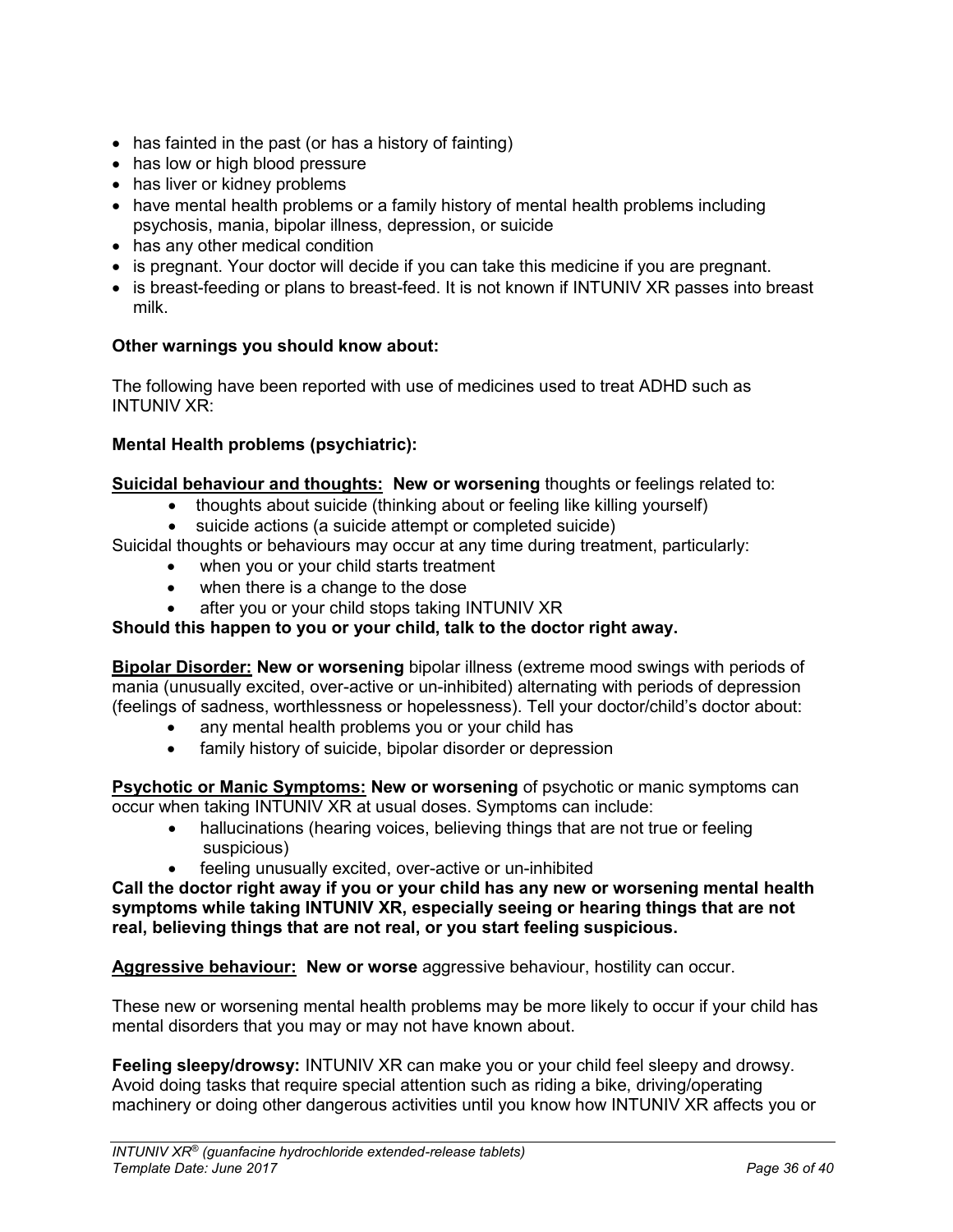- has fainted in the past (or has a history of fainting)
- has low or high blood pressure
- has liver or kidney problems
- have mental health problems or a family history of mental health problems including psychosis, mania, bipolar illness, depression, or suicide
- has any other medical condition
- is pregnant. Your doctor will decide if you can take this medicine if you are pregnant.
- is breast-feeding or plans to breast-feed. It is not known if INTUNIV XR passes into breast milk.

**Other warnings you should know about:**

The following have been reported with use of medicines used to treat ADHD such as INTUNIV XR:

**Mental Health problems (psychiatric):**

**Suicidal behaviour and thoughts:** **New or worsening** thoughts or feelings related to:

- thoughts about suicide (thinking about or feeling like killing yourself)
- suicide actions (a suicide attempt or completed suicide)

Suicidal thoughts or behaviours may occur at any time during treatment, particularly:

- when you or your child starts treatment
- when there is a change to the dose
- after you or your child stops taking INTUNIV XR

**Should this happen to you or your child, talk to the doctor right away.**

**Bipolar Disorder:** **New or worsening** bipolar illness (extreme mood swings with periods of mania (unusually excited, over-active or un-inhibited) alternating with periods of depression (feelings of sadness, worthlessness or hopelessness). Tell your doctor/child's doctor about:

- any mental health problems you or your child has
- family history of suicide, bipolar disorder or depression

**Psychotic or Manic Symptoms:** **New or worsening** of psychotic or manic symptoms can occur when taking INTUNIV XR at usual doses. Symptoms can include:

- hallucinations (hearing voices, believing things that are not true or feeling suspicious)
- feeling unusually excited, over-active or un-inhibited

**Call the doctor right away if you or your child has any new or worsening mental health symptoms while taking INTUNIV XR, especially seeing or hearing things that are not real, believing things that are not real, or you start feeling suspicious.**

**Aggressive behaviour:** **New or worse** aggressive behaviour, hostility can occur.

These new or worsening mental health problems may be more likely to occur if your child has mental disorders that you may or may not have known about.

**Feeling sleepy/drowsy:** INTUNIV XR can make you or your child feel sleepy and drowsy. Avoid doing tasks that require special attention such as riding a bike, driving/operating machinery or doing other dangerous activities until you know how INTUNIV XR affects you or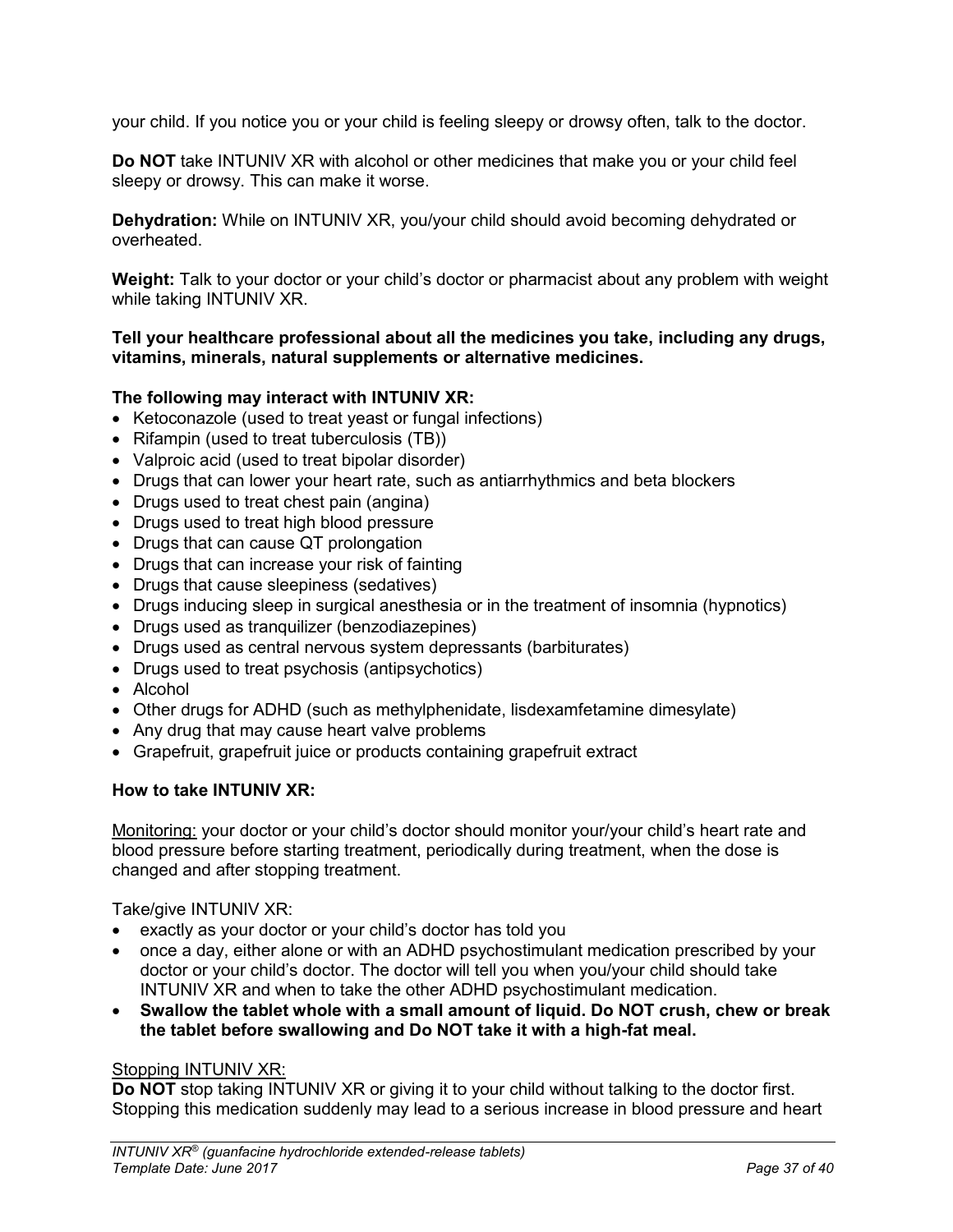your child. If you notice you or your child is feeling sleepy or drowsy often, talk to the doctor.

**Do NOT** take INTUNIV XR with alcohol or other medicines that make you or your child feel sleepy or drowsy. This can make it worse.

**Dehydration:** While on INTUNIV XR, you/your child should avoid becoming dehydrated or overheated.

**Weight:** Talk to your doctor or your child's doctor or pharmacist about any problem with weight while taking INTUNIV XR.

**Tell your healthcare professional about all the medicines you take, including any drugs, vitamins, minerals, natural supplements or alternative medicines.**

**The following may interact with INTUNIV XR:**

- Ketoconazole (used to treat yeast or fungal infections)
- Rifampin (used to treat tuberculosis (TB))
- Valproic acid (used to treat bipolar disorder)
- Drugs that can lower your heart rate, such as antiarrhythmics and beta blockers
- Drugs used to treat chest pain (angina)
- Drugs used to treat high blood pressure
- Drugs that can cause QT prolongation
- Drugs that can increase your risk of fainting
- Drugs that cause sleepiness (sedatives)
- Drugs inducing sleep in surgical anesthesia or in the treatment of insomnia (hypnotics)
- Drugs used as tranquilizer (benzodiazepines)
- Drugs used as central nervous system depressants (barbiturates)
- Drugs used to treat psychosis (antipsychotics)
- Alcohol
- Other drugs for ADHD (such as methylphenidate, lisdexamfetamine dimesylate)
- Any drug that may cause heart valve problems
- Grapefruit, grapefruit juice or products containing grapefruit extract

**How to take INTUNIV XR:**

Monitoring: your doctor or your child's doctor should monitor your/your child's heart rate and blood pressure before starting treatment, periodically during treatment, when the dose is changed and after stopping treatment.

Take/give INTUNIV XR:

- exactly as your doctor or your child's doctor has told you
- once a day, either alone or with an ADHD psychostimulant medication prescribed by your doctor or your child's doctor. The doctor will tell you when you/your child should take INTUNIV XR and when to take the other ADHD psychostimulant medication.
- **Swallow the tablet whole with a small amount of liquid. Do NOT crush, chew or break the tablet before swallowing and Do NOT take it with a high-fat meal.**

Stopping INTUNIV XR:
**Do NOT** stop taking INTUNIV XR or giving it to your child without talking to the doctor first. Stopping this medication suddenly may lead to a serious increase in blood pressure and heart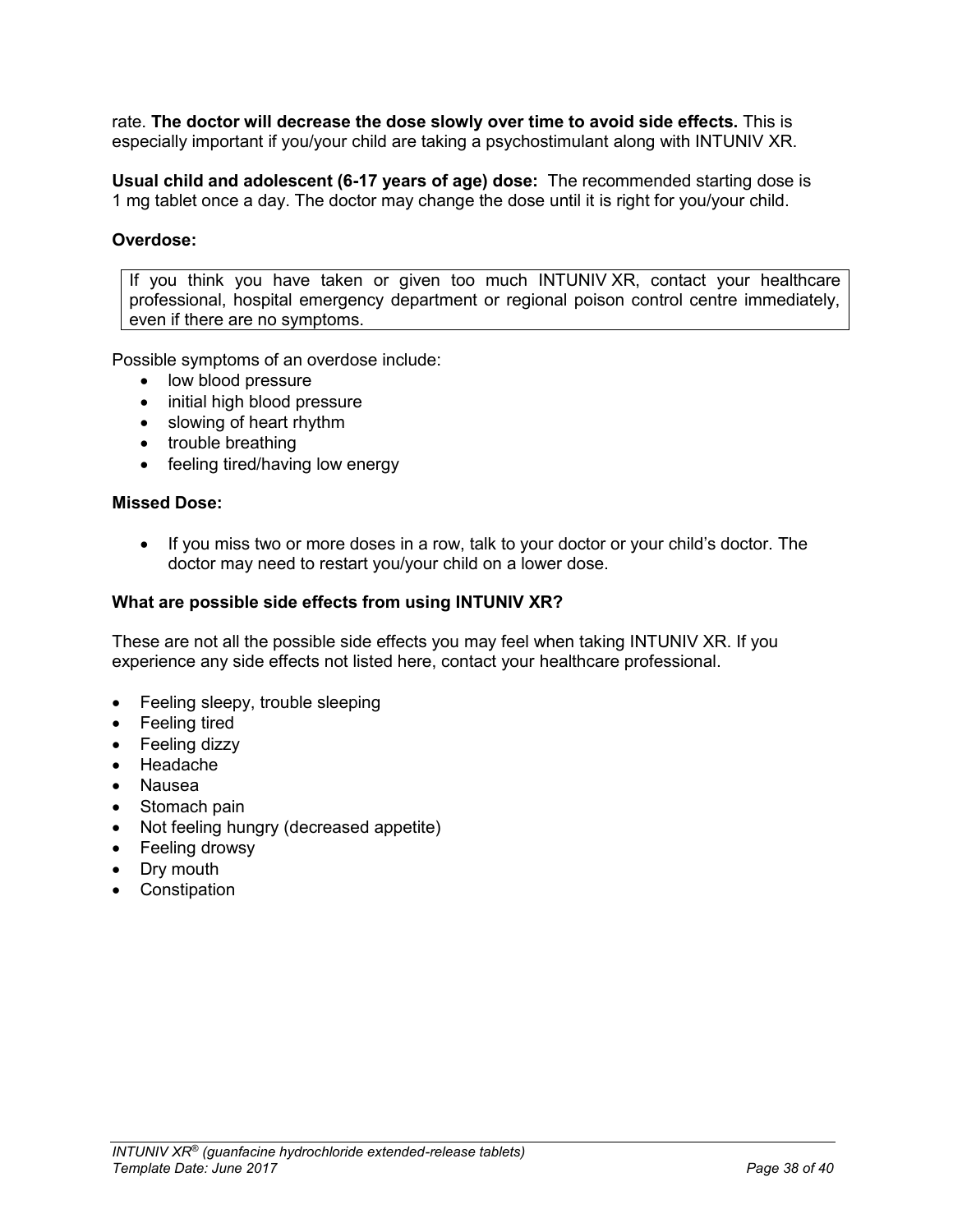rate. **The doctor will decrease the dose slowly over time to avoid side effects.** This is especially important if you/your child are taking a psychostimulant along with INTUNIV XR.

**Usual child and adolescent (6-17 years of age) dose:** The recommended starting dose is 1 mg tablet once a day. The doctor may change the dose until it is right for you/your child.

**Overdose:**

| If you think you have taken or given too much INTUNIV XR, contact your healthcare professional, hospital emergency department or regional poison control centre immediately, even if there are no symptoms. |
|---|

Possible symptoms of an overdose include:

- low blood pressure
- initial high blood pressure
- slowing of heart rhythm
- trouble breathing
- feeling tired/having low energy

**Missed Dose:**

- If you miss two or more doses in a row, talk to your doctor or your child's doctor. The doctor may need to restart you/your child on a lower dose.

**What are possible side effects from using INTUNIV XR?**

These are not all the possible side effects you may feel when taking INTUNIV XR. If you experience any side effects not listed here, contact your healthcare professional.

- Feeling sleepy, trouble sleeping
- Feeling tired
- Feeling dizzy
- Headache
- Nausea
- Stomach pain
- Not feeling hungry (decreased appetite)
- Feeling drowsy
- Dry mouth
- Constipation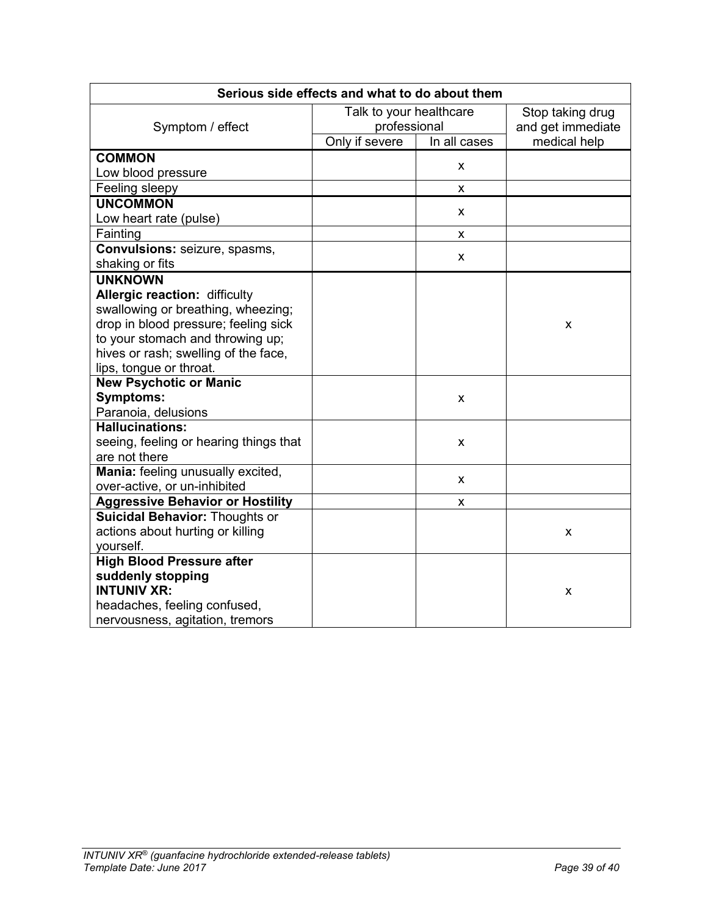| Serious side effects and what to do about them | | | |
|---|---|---|---|
| Symptom / effect | Talk to your healthcare professional | | Stop taking drug and get immediate medical help |
| | Only if severe | In all cases | |
| **COMMON**<br>Low blood pressure | | x | |
| Feeling sleepy | | x | |
| **UNCOMMON**<br>Low heart rate (pulse) | | x | |
| Fainting | | x | |
| **Convulsions:** seizure, spasms, shaking or fits | | x | |
| **UNKNOWN**<br>**Allergic reaction:** difficulty swallowing or breathing, wheezing; drop in blood pressure; feeling sick to your stomach and throwing up; hives or rash; swelling of the face, lips, tongue or throat. | | | x |
| **New Psychotic or Manic Symptoms:**<br>Paranoia, delusions | | x | |
| **Hallucinations:**<br>seeing, feeling or hearing things that are not there | | x | |
| **Mania:** feeling unusually excited, over-active, or un-inhibited | | x | |
| **Aggressive Behavior or Hostility** | | x | |
| **Suicidal Behavior:** Thoughts or actions about hurting or killing yourself. | | | x |
| **High Blood Pressure after suddenly stopping INTUNIV XR:**<br>headaches, feeling confused, nervousness, agitation, tremors | | | x |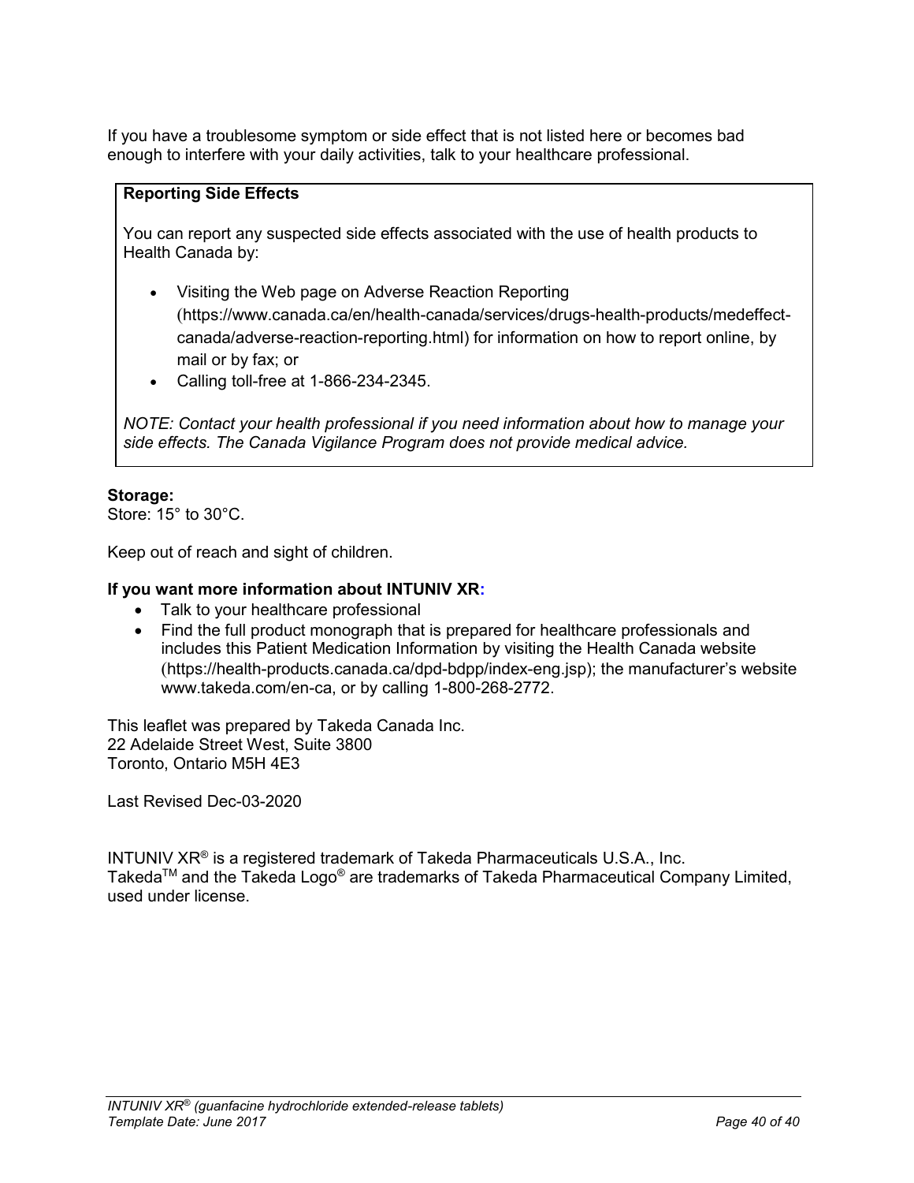If you have a troublesome symptom or side effect that is not listed here or becomes bad enough to interfere with your daily activities, talk to your healthcare professional.

**Reporting Side Effects**

You can report any suspected side effects associated with the use of health products to Health Canada by:

- Visiting the Web page on Adverse Reaction Reporting (https://www.canada.ca/en/health-canada/services/drugs-health-products/medeffect-canada/adverse-reaction-reporting.html) for information on how to report online, by mail or by fax; or
- Calling toll-free at 1-866-234-2345.

*NOTE: Contact your health professional if you need information about how to manage your side effects. The Canada Vigilance Program does not provide medical advice.*

**Storage:**
Store: 15° to 30°C.

Keep out of reach and sight of children.

**If you want more information about INTUNIV XR:**

- Talk to your healthcare professional
- Find the full product monograph that is prepared for healthcare professionals and includes this Patient Medication Information by visiting the Health Canada website (https://health-products.canada.ca/dpd-bdpp/index-eng.jsp); the manufacturer's website www.takeda.com/en-ca, or by calling 1-800-268-2772.

This leaflet was prepared by Takeda Canada Inc.
22 Adelaide Street West, Suite 3800
Toronto, Ontario M5H 4E3

Last Revised Dec-03-2020

INTUNIV XR® is a registered trademark of Takeda Pharmaceuticals U.S.A., Inc.
Takeda™ and the Takeda Logo® are trademarks of Takeda Pharmaceutical Company Limited, used under license.